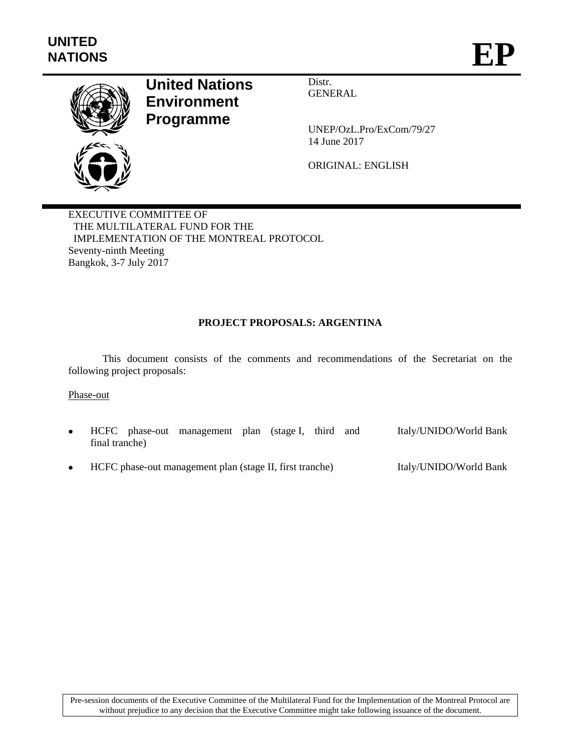UNITED NATIONS

# EP

**United Nations Environment Programme**

Distr.
GENERAL

UNEP/OzL.Pro/ExCom/79/27
14 June 2017

ORIGINAL: ENGLISH

EXECUTIVE COMMITTEE OF
THE MULTILATERAL FUND FOR THE
IMPLEMENTATION OF THE MONTREAL PROTOCOL
Seventy-ninth Meeting
Bangkok, 3-7 July 2017

## PROJECT PROPOSALS: ARGENTINA

This document consists of the comments and recommendations of the Secretariat on the following project proposals:

Phase-out

- HCFC phase-out management plan (stage I, third and final tranche) — Italy/UNIDO/World Bank
- HCFC phase-out management plan (stage II, first tranche) — Italy/UNIDO/World Bank

Pre-session documents of the Executive Committee of the Multilateral Fund for the Implementation of the Montreal Protocol are without prejudice to any decision that the Executive Committee might take following issuance of the document.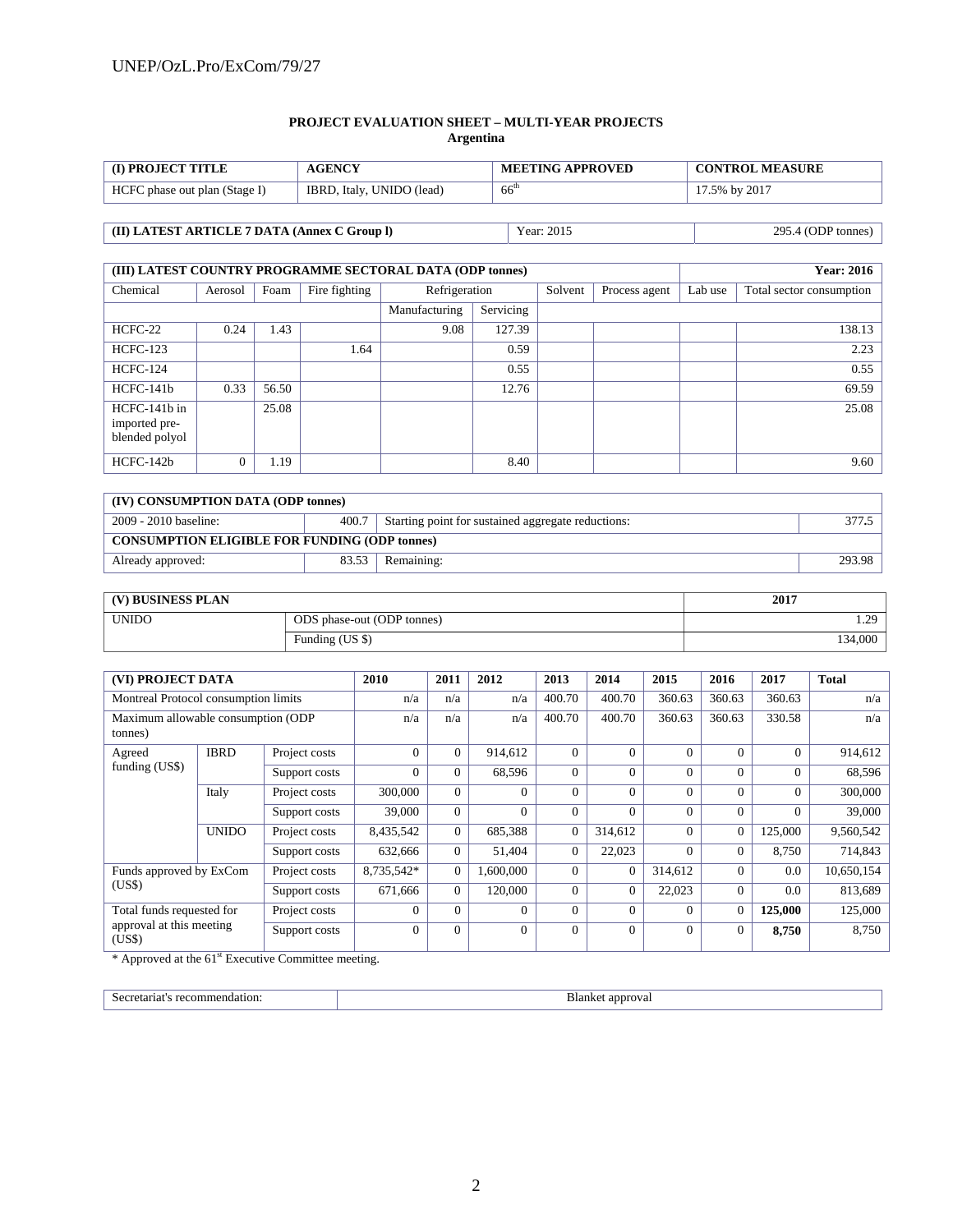**PROJECT EVALUATION SHEET – MULTI-YEAR PROJECTS**
**Argentina**

| (I) PROJECT TITLE | AGENCY | MEETING APPROVED | CONTROL MEASURE |
|---|---|---|---|
| HCFC phase out plan (Stage I) | IBRD, Italy, UNIDO (lead) | 66th | 17.5% by 2017 |

| (II) LATEST ARTICLE 7 DATA (Annex C Group l) | Year: 2015 | 295.4 (ODP tonnes) |
|---|---|---|

| (III) LATEST COUNTRY PROGRAMME SECTORAL DATA (ODP tonnes) | | | | | | | | | Year: 2016 |
|---|---|---|---|---|---|---|---|---|---|
| Chemical | Aerosol | Foam | Fire fighting | Refrigeration | | Solvent | Process agent | Lab use | Total sector consumption |
| | | | | Manufacturing | Servicing | | | | |
| HCFC-22 | 0.24 | 1.43 | | 9.08 | 127.39 | | | | 138.13 |
| HCFC-123 | | | 1.64 | | 0.59 | | | | 2.23 |
| HCFC-124 | | | | | 0.55 | | | | 0.55 |
| HCFC-141b | 0.33 | 56.50 | | | 12.76 | | | | 69.59 |
| HCFC-141b in imported pre-blended polyol | | 25.08 | | | | | | | 25.08 |
| HCFC-142b | 0 | 1.19 | | | 8.40 | | | | 9.60 |

| (IV) CONSUMPTION DATA (ODP tonnes) | | | |
|---|---|---|---|
| 2009 - 2010 baseline: | 400.7 | Starting point for sustained aggregate reductions: | 377.5 |
| **CONSUMPTION ELIGIBLE FOR FUNDING (ODP tonnes)** | | | |
| Already approved: | 83.53 | Remaining: | 293.98 |

| (V) BUSINESS PLAN | | 2017 |
|---|---|---|
| UNIDO | ODS phase-out (ODP tonnes) | 1.29 |
| | Funding (US $) | 134,000 |

| (VI) PROJECT DATA | | | 2010 | 2011 | 2012 | 2013 | 2014 | 2015 | 2016 | 2017 | Total |
|---|---|---|---|---|---|---|---|---|---|---|---|
| Montreal Protocol consumption limits | | | n/a | n/a | n/a | 400.70 | 400.70 | 360.63 | 360.63 | 360.63 | n/a |
| Maximum allowable consumption (ODP tonnes) | | | n/a | n/a | n/a | 400.70 | 400.70 | 360.63 | 360.63 | 330.58 | n/a |
| Agreed funding (US$) | IBRD | Project costs | 0 | 0 | 914,612 | 0 | 0 | 0 | 0 | 0 | 914,612 |
| | | Support costs | 0 | 0 | 68,596 | 0 | 0 | 0 | 0 | 0 | 68,596 |
| | Italy | Project costs | 300,000 | 0 | 0 | 0 | 0 | 0 | 0 | 0 | 300,000 |
| | | Support costs | 39,000 | 0 | 0 | 0 | 0 | 0 | 0 | 0 | 39,000 |
| | UNIDO | Project costs | 8,435,542 | 0 | 685,388 | 0 | 314,612 | 0 | 0 | 125,000 | 9,560,542 |
| | | Support costs | 632,666 | 0 | 51,404 | 0 | 22,023 | 0 | 0 | 8,750 | 714,843 |
| Funds approved by ExCom (US$) | | Project costs | 8,735,542* | 0 | 1,600,000 | 0 | 0 | 314,612 | 0 | 0.0 | 10,650,154 |
| | | Support costs | 671,666 | 0 | 120,000 | 0 | 0 | 22,023 | 0 | 0.0 | 813,689 |
| Total funds requested for approval at this meeting (US$) | | Project costs | 0 | 0 | 0 | 0 | 0 | 0 | 0 | **125,000** | 125,000 |
| | | Support costs | 0 | 0 | 0 | 0 | 0 | 0 | 0 | **8,750** | 8,750 |

\* Approved at the 61st Executive Committee meeting.

| Secretariat's recommendation: | Blanket approval |
|---|---|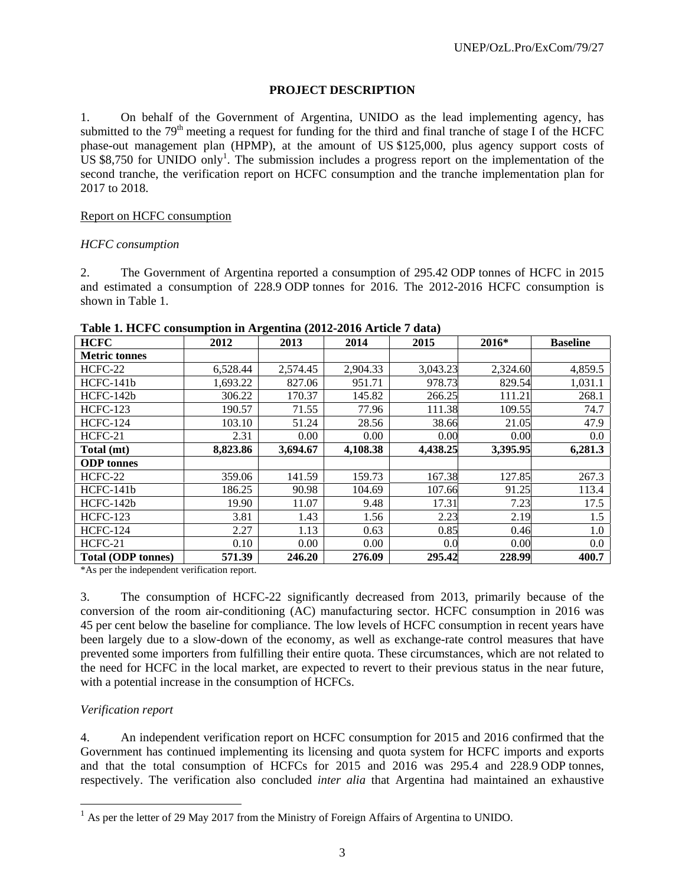**PROJECT DESCRIPTION**

1. On behalf of the Government of Argentina, UNIDO as the lead implementing agency, has submitted to the 79th meeting a request for funding for the third and final tranche of stage I of the HCFC phase-out management plan (HPMP), at the amount of US $125,000, plus agency support costs of US $8,750 for UNIDO only[1]. The submission includes a progress report on the implementation of the second tranche, the verification report on HCFC consumption and the tranche implementation plan for 2017 to 2018.

Report on HCFC consumption

*HCFC consumption*

2. The Government of Argentina reported a consumption of 295.42 ODP tonnes of HCFC in 2015 and estimated a consumption of 228.9 ODP tonnes for 2016. The 2012-2016 HCFC consumption is shown in Table 1.

**Table 1. HCFC consumption in Argentina (2012-2016 Article 7 data)**

| HCFC | 2012 | 2013 | 2014 | 2015 | 2016* | Baseline |
|---|---|---|---|---|---|---|
| **Metric tonnes** | | | | | | |
| HCFC-22 | 6,528.44 | 2,574.45 | 2,904.33 | 3,043.23 | 2,324.60 | 4,859.5 |
| HCFC-141b | 1,693.22 | 827.06 | 951.71 | 978.73 | 829.54 | 1,031.1 |
| HCFC-142b | 306.22 | 170.37 | 145.82 | 266.25 | 111.21 | 268.1 |
| HCFC-123 | 190.57 | 71.55 | 77.96 | 111.38 | 109.55 | 74.7 |
| HCFC-124 | 103.10 | 51.24 | 28.56 | 38.66 | 21.05 | 47.9 |
| HCFC-21 | 2.31 | 0.00 | 0.00 | 0.00 | 0.00 | 0.0 |
| **Total (mt)** | **8,823.86** | **3,694.67** | **4,108.38** | **4,438.25** | **3,395.95** | **6,281.3** |
| **ODP tonnes** | | | | | | |
| HCFC-22 | 359.06 | 141.59 | 159.73 | 167.38 | 127.85 | 267.3 |
| HCFC-141b | 186.25 | 90.98 | 104.69 | 107.66 | 91.25 | 113.4 |
| HCFC-142b | 19.90 | 11.07 | 9.48 | 17.31 | 7.23 | 17.5 |
| HCFC-123 | 3.81 | 1.43 | 1.56 | 2.23 | 2.19 | 1.5 |
| HCFC-124 | 2.27 | 1.13 | 0.63 | 0.85 | 0.46 | 1.0 |
| HCFC-21 | 0.10 | 0.00 | 0.00 | 0.0 | 0.00 | 0.0 |
| **Total (ODP tonnes)** | **571.39** | **246.20** | **276.09** | **295.42** | **228.99** | **400.7** |

*As per the independent verification report.

3. The consumption of HCFC-22 significantly decreased from 2013, primarily because of the conversion of the room air-conditioning (AC) manufacturing sector. HCFC consumption in 2016 was 45 per cent below the baseline for compliance. The low levels of HCFC consumption in recent years have been largely due to a slow-down of the economy, as well as exchange-rate control measures that have prevented some importers from fulfilling their entire quota. These circumstances, which are not related to the need for HCFC in the local market, are expected to revert to their previous status in the near future, with a potential increase in the consumption of HCFCs.

*Verification report*

4. An independent verification report on HCFC consumption for 2015 and 2016 confirmed that the Government has continued implementing its licensing and quota system for HCFC imports and exports and that the total consumption of HCFCs for 2015 and 2016 was 295.4 and 228.9 ODP tonnes, respectively. The verification also concluded *inter alia* that Argentina had maintained an exhaustive

[1] As per the letter of 29 May 2017 from the Ministry of Foreign Affairs of Argentina to UNIDO.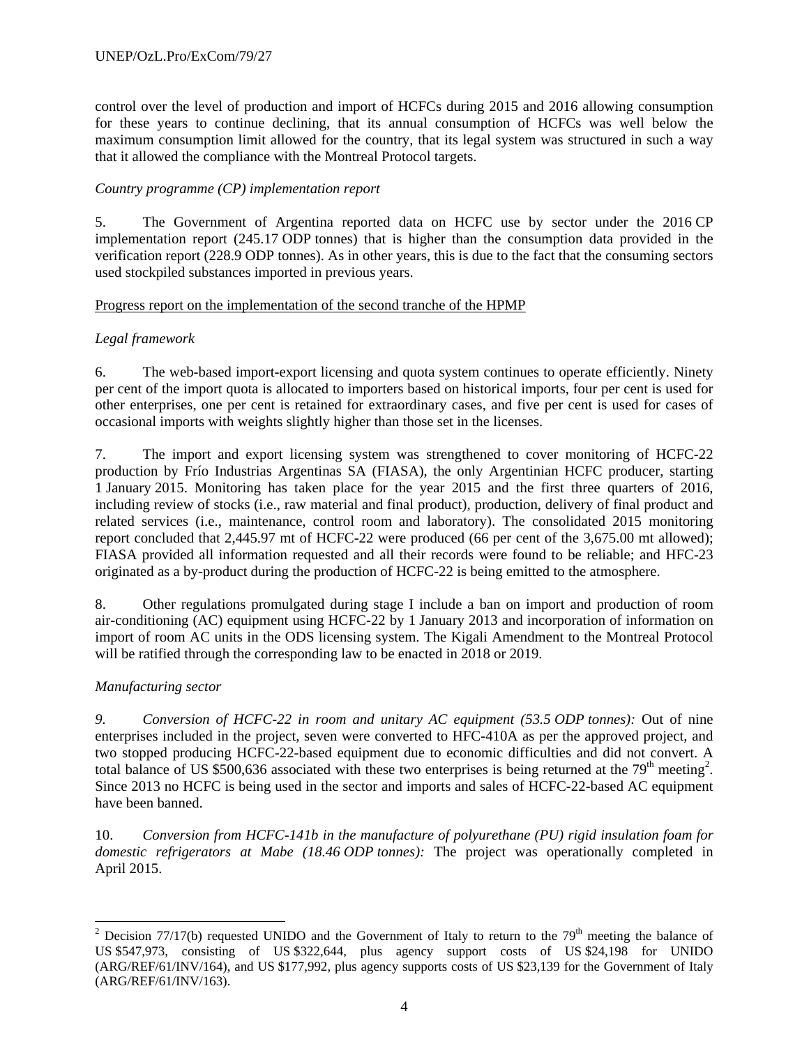control over the level of production and import of HCFCs during 2015 and 2016 allowing consumption for these years to continue declining, that its annual consumption of HCFCs was well below the maximum consumption limit allowed for the country, that its legal system was structured in such a way that it allowed the compliance with the Montreal Protocol targets.

*Country programme (CP) implementation report*

5. The Government of Argentina reported data on HCFC use by sector under the 2016 CP implementation report (245.17 ODP tonnes) that is higher than the consumption data provided in the verification report (228.9 ODP tonnes). As in other years, this is due to the fact that the consuming sectors used stockpiled substances imported in previous years.

<u>Progress report on the implementation of the second tranche of the HPMP</u>

*Legal framework*

6. The web-based import-export licensing and quota system continues to operate efficiently. Ninety per cent of the import quota is allocated to importers based on historical imports, four per cent is used for other enterprises, one per cent is retained for extraordinary cases, and five per cent is used for cases of occasional imports with weights slightly higher than those set in the licenses.

7. The import and export licensing system was strengthened to cover monitoring of HCFC-22 production by Frío Industrias Argentinas SA (FIASA), the only Argentinian HCFC producer, starting 1 January 2015. Monitoring has taken place for the year 2015 and the first three quarters of 2016, including review of stocks (i.e., raw material and final product), production, delivery of final product and related services (i.e., maintenance, control room and laboratory). The consolidated 2015 monitoring report concluded that 2,445.97 mt of HCFC-22 were produced (66 per cent of the 3,675.00 mt allowed); FIASA provided all information requested and all their records were found to be reliable; and HFC-23 originated as a by-product during the production of HCFC-22 is being emitted to the atmosphere.

8. Other regulations promulgated during stage I include a ban on import and production of room air-conditioning (AC) equipment using HCFC-22 by 1 January 2013 and incorporation of information on import of room AC units in the ODS licensing system. The Kigali Amendment to the Montreal Protocol will be ratified through the corresponding law to be enacted in 2018 or 2019.

*Manufacturing sector*

9. *Conversion of HCFC-22 in room and unitary AC equipment (53.5 ODP tonnes):* Out of nine enterprises included in the project, seven were converted to HFC-410A as per the approved project, and two stopped producing HCFC-22-based equipment due to economic difficulties and did not convert. A total balance of US $500,636 associated with these two enterprises is being returned at the 79th meeting[2]. Since 2013 no HCFC is being used in the sector and imports and sales of HCFC-22-based AC equipment have been banned.

10. *Conversion from HCFC-141b in the manufacture of polyurethane (PU) rigid insulation foam for domestic refrigerators at Mabe (18.46 ODP tonnes):* The project was operationally completed in April 2015.

---

[2] Decision 77/17(b) requested UNIDO and the Government of Italy to return to the 79th meeting the balance of US $547,973, consisting of US $322,644, plus agency support costs of US $24,198 for UNIDO (ARG/REF/61/INV/164), and US $177,992, plus agency supports costs of US $23,139 for the Government of Italy (ARG/REF/61/INV/163).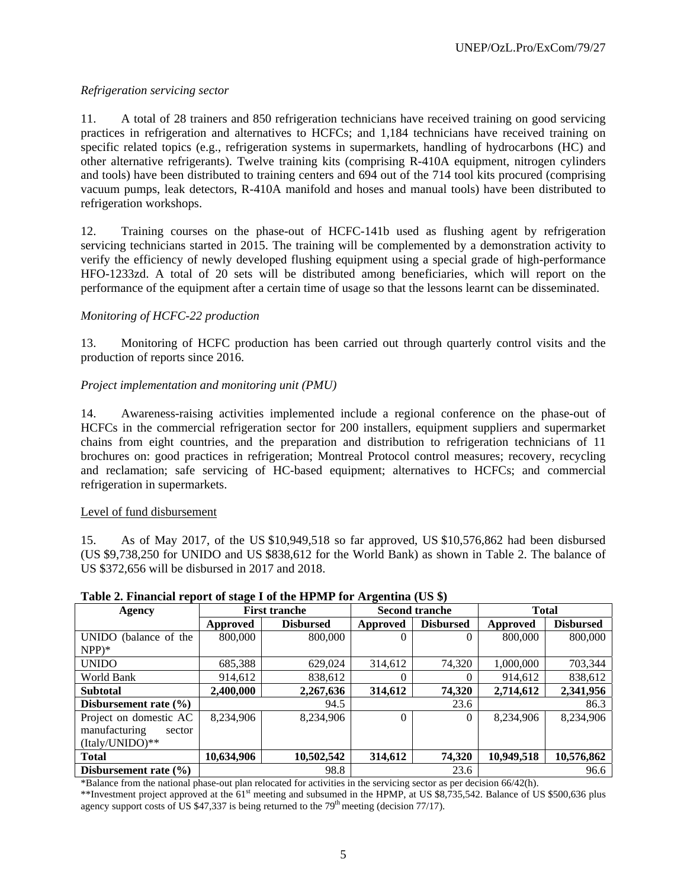*Refrigeration servicing sector*

11. A total of 28 trainers and 850 refrigeration technicians have received training on good servicing practices in refrigeration and alternatives to HCFCs; and 1,184 technicians have received training on specific related topics (e.g., refrigeration systems in supermarkets, handling of hydrocarbons (HC) and other alternative refrigerants). Twelve training kits (comprising R-410A equipment, nitrogen cylinders and tools) have been distributed to training centers and 694 out of the 714 tool kits procured (comprising vacuum pumps, leak detectors, R-410A manifold and hoses and manual tools) have been distributed to refrigeration workshops.

12. Training courses on the phase-out of HCFC-141b used as flushing agent by refrigeration servicing technicians started in 2015. The training will be complemented by a demonstration activity to verify the efficiency of newly developed flushing equipment using a special grade of high-performance HFO-1233zd. A total of 20 sets will be distributed among beneficiaries, which will report on the performance of the equipment after a certain time of usage so that the lessons learnt can be disseminated.

*Monitoring of HCFC-22 production*

13. Monitoring of HCFC production has been carried out through quarterly control visits and the production of reports since 2016.

*Project implementation and monitoring unit (PMU)*

14. Awareness-raising activities implemented include a regional conference on the phase-out of HCFCs in the commercial refrigeration sector for 200 installers, equipment suppliers and supermarket chains from eight countries, and the preparation and distribution to refrigeration technicians of 11 brochures on: good practices in refrigeration; Montreal Protocol control measures; recovery, recycling and reclamation; safe servicing of HC-based equipment; alternatives to HCFCs; and commercial refrigeration in supermarkets.

Level of fund disbursement

15. As of May 2017, of the US $10,949,518 so far approved, US $10,576,862 had been disbursed (US $9,738,250 for UNIDO and US $838,612 for the World Bank) as shown in Table 2. The balance of US $372,656 will be disbursed in 2017 and 2018.

**Table 2. Financial report of stage I of the HPMP for Argentina (US $)**

| Agency | First tranche | | Second tranche | | Total | |
|---|---|---|---|---|---|---|
| | Approved | Disbursed | Approved | Disbursed | Approved | Disbursed |
| UNIDO (balance of the NPP)* | 800,000 | 800,000 | 0 | 0 | 800,000 | 800,000 |
| UNIDO | 685,388 | 629,024 | 314,612 | 74,320 | 1,000,000 | 703,344 |
| World Bank | 914,612 | 838,612 | 0 | 0 | 914,612 | 838,612 |
| **Subtotal** | **2,400,000** | **2,267,636** | **314,612** | **74,320** | **2,714,612** | **2,341,956** |
| **Disbursement rate (%)** | | 94.5 | | 23.6 | | 86.3 |
| Project on domestic AC manufacturing sector (Italy/UNIDO)** | 8,234,906 | 8,234,906 | 0 | 0 | 8,234,906 | 8,234,906 |
| **Total** | **10,634,906** | **10,502,542** | **314,612** | **74,320** | **10,949,518** | **10,576,862** |
| **Disbursement rate (%)** | | 98.8 | | 23.6 | | 96.6 |

*Balance from the national phase-out plan relocated for activities in the servicing sector as per decision 66/42(h).

**Investment project approved at the 61st meeting and subsumed in the HPMP, at US $8,735,542. Balance of US $500,636 plus agency support costs of US $47,337 is being returned to the 79th meeting (decision 77/17).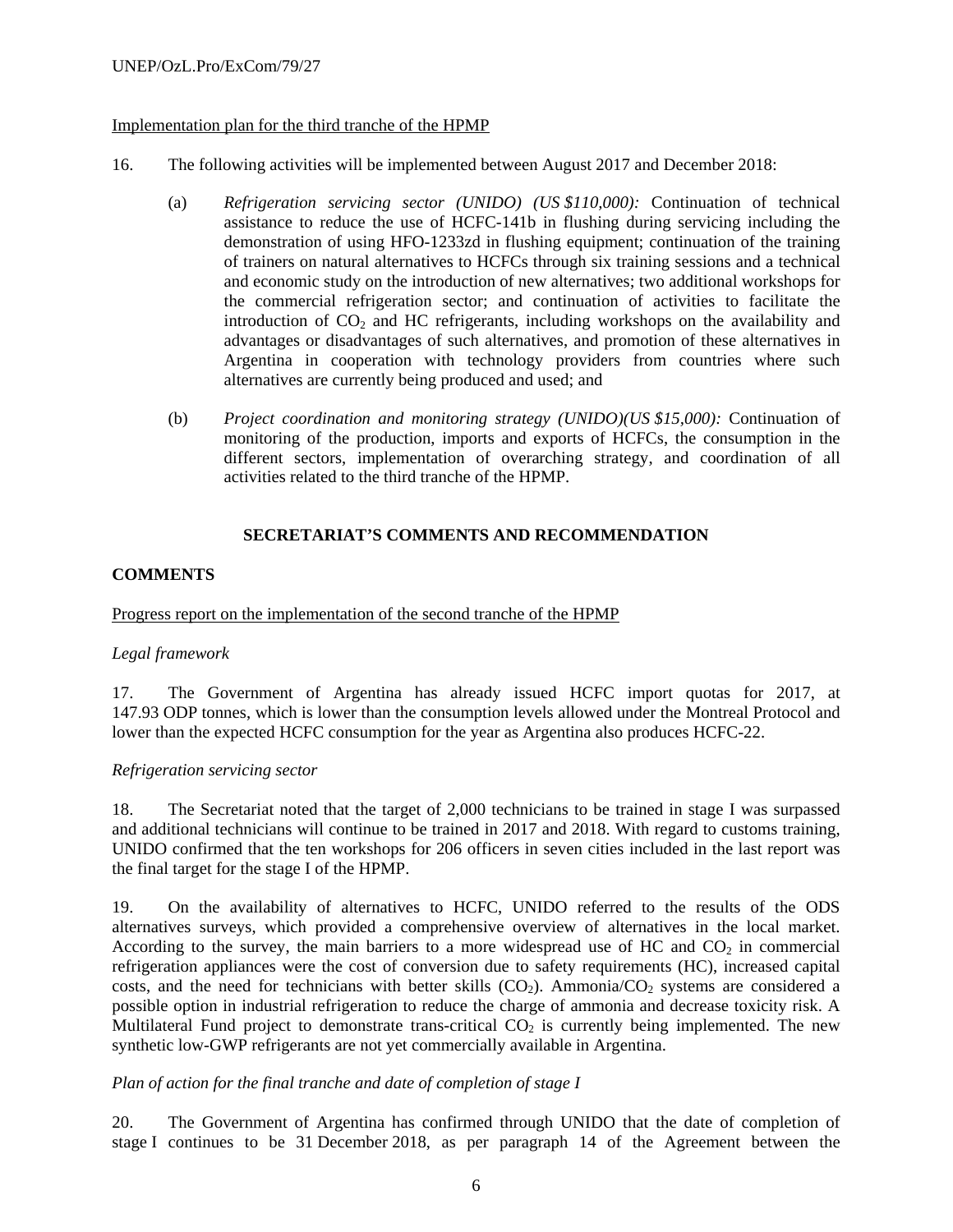Implementation plan for the third tranche of the HPMP

16. The following activities will be implemented between August 2017 and December 2018:

(a) *Refrigeration servicing sector (UNIDO) (US $110,000):* Continuation of technical assistance to reduce the use of HCFC-141b in flushing during servicing including the demonstration of using HFO-1233zd in flushing equipment; continuation of the training of trainers on natural alternatives to HCFCs through six training sessions and a technical and economic study on the introduction of new alternatives; two additional workshops for the commercial refrigeration sector; and continuation of activities to facilitate the introduction of $CO_2$ and HC refrigerants, including workshops on the availability and advantages or disadvantages of such alternatives, and promotion of these alternatives in Argentina in cooperation with technology providers from countries where such alternatives are currently being produced and used; and

(b) *Project coordination and monitoring strategy (UNIDO)(US $15,000):* Continuation of monitoring of the production, imports and exports of HCFCs, the consumption in the different sectors, implementation of overarching strategy, and coordination of all activities related to the third tranche of the HPMP.

## SECRETARIAT'S COMMENTS AND RECOMMENDATION

### COMMENTS

Progress report on the implementation of the second tranche of the HPMP

*Legal framework*

17. The Government of Argentina has already issued HCFC import quotas for 2017, at 147.93 ODP tonnes, which is lower than the consumption levels allowed under the Montreal Protocol and lower than the expected HCFC consumption for the year as Argentina also produces HCFC-22.

*Refrigeration servicing sector*

18. The Secretariat noted that the target of 2,000 technicians to be trained in stage I was surpassed and additional technicians will continue to be trained in 2017 and 2018. With regard to customs training, UNIDO confirmed that the ten workshops for 206 officers in seven cities included in the last report was the final target for the stage I of the HPMP.

19. On the availability of alternatives to HCFC, UNIDO referred to the results of the ODS alternatives surveys, which provided a comprehensive overview of alternatives in the local market. According to the survey, the main barriers to a more widespread use of HC and $CO_2$ in commercial refrigeration appliances were the cost of conversion due to safety requirements (HC), increased capital costs, and the need for technicians with better skills ($CO_2$). Ammonia/$CO_2$ systems are considered a possible option in industrial refrigeration to reduce the charge of ammonia and decrease toxicity risk. A Multilateral Fund project to demonstrate trans-critical $CO_2$ is currently being implemented. The new synthetic low-GWP refrigerants are not yet commercially available in Argentina.

*Plan of action for the final tranche and date of completion of stage I*

20. The Government of Argentina has confirmed through UNIDO that the date of completion of stage I continues to be 31 December 2018, as per paragraph 14 of the Agreement between the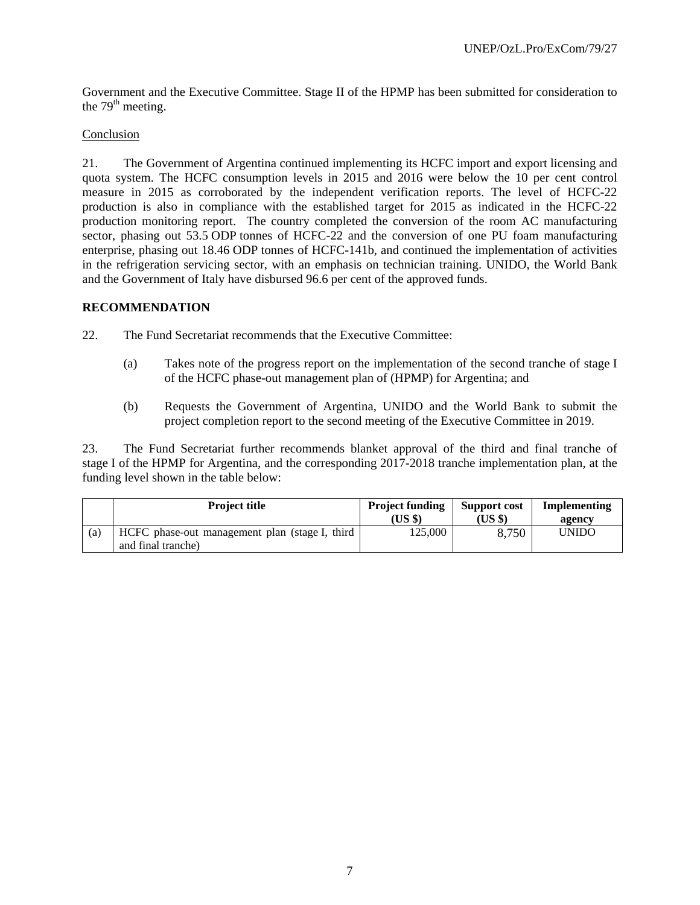Government and the Executive Committee. Stage II of the HPMP has been submitted for consideration to the 79th meeting.

Conclusion

21. The Government of Argentina continued implementing its HCFC import and export licensing and quota system. The HCFC consumption levels in 2015 and 2016 were below the 10 per cent control measure in 2015 as corroborated by the independent verification reports. The level of HCFC-22 production is also in compliance with the established target for 2015 as indicated in the HCFC-22 production monitoring report. The country completed the conversion of the room AC manufacturing sector, phasing out 53.5 ODP tonnes of HCFC-22 and the conversion of one PU foam manufacturing enterprise, phasing out 18.46 ODP tonnes of HCFC-141b, and continued the implementation of activities in the refrigeration servicing sector, with an emphasis on technician training. UNIDO, the World Bank and the Government of Italy have disbursed 96.6 per cent of the approved funds.

**RECOMMENDATION**

22. The Fund Secretariat recommends that the Executive Committee:

(a) Takes note of the progress report on the implementation of the second tranche of stage I of the HCFC phase-out management plan of (HPMP) for Argentina; and

(b) Requests the Government of Argentina, UNIDO and the World Bank to submit the project completion report to the second meeting of the Executive Committee in 2019.

23. The Fund Secretariat further recommends blanket approval of the third and final tranche of stage I of the HPMP for Argentina, and the corresponding 2017-2018 tranche implementation plan, at the funding level shown in the table below:

| | Project title | Project funding (US $) | Support cost (US $) | Implementing agency |
|---|---|---|---|---|
| (a) | HCFC phase-out management plan (stage I, third and final tranche) | 125,000 | 8,750 | UNIDO |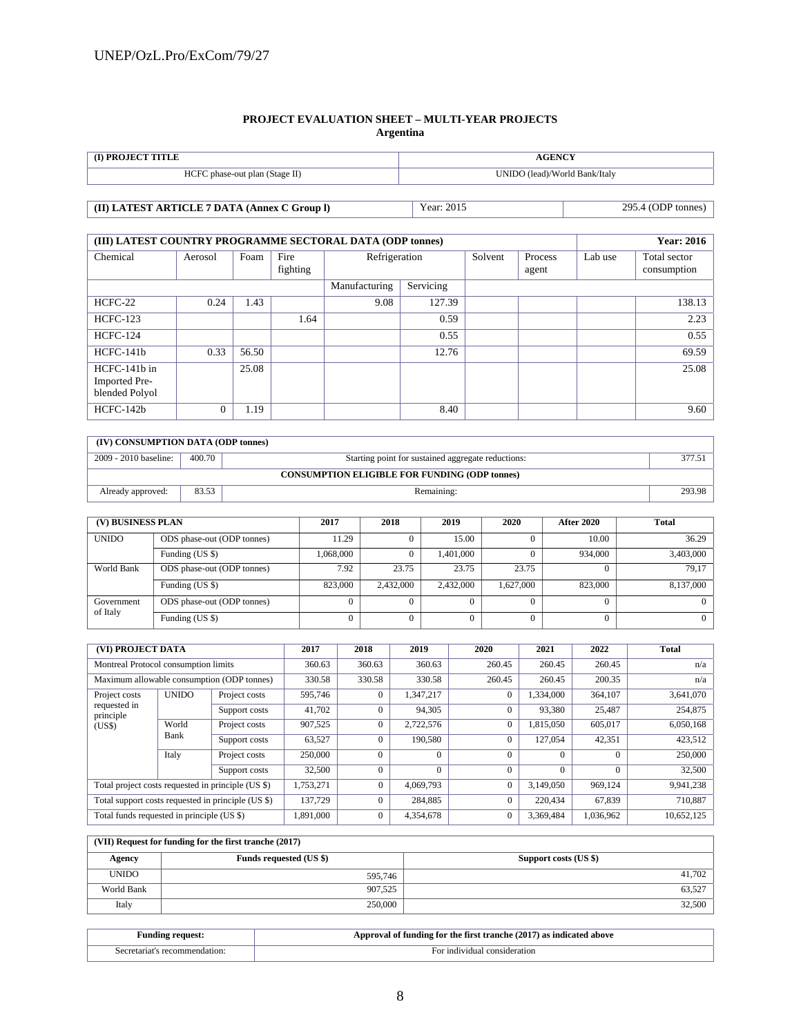**PROJECT EVALUATION SHEET – MULTI-YEAR PROJECTS**
**Argentina**

| (I) PROJECT TITLE | AGENCY |
|---|---|
| HCFC phase-out plan (Stage II) | UNIDO (lead)/World Bank/Italy |

| (II) LATEST ARTICLE 7 DATA (Annex C Group l) | Year: 2015 | 295.4 (ODP tonnes) |
|---|---|---|

| (III) LATEST COUNTRY PROGRAMME SECTORAL DATA (ODP tonnes) | | | | | | | | | Year: 2016 |
|---|---|---|---|---|---|---|---|---|---|
| Chemical | Aerosol | Foam | Fire fighting | Refrigeration | | Solvent | Process agent | Lab use | Total sector consumption |
| | | | | Manufacturing | Servicing | | | | |
| HCFC-22 | 0.24 | 1.43 | | 9.08 | 127.39 | | | | 138.13 |
| HCFC-123 | | | 1.64 | | 0.59 | | | | 2.23 |
| HCFC-124 | | | | | 0.55 | | | | 0.55 |
| HCFC-141b | 0.33 | 56.50 | | | 12.76 | | | | 69.59 |
| HCFC-141b in Imported Pre-blended Polyol | | 25.08 | | | | | | | 25.08 |
| HCFC-142b | 0 | 1.19 | | | 8.40 | | | | 9.60 |

| (IV) CONSUMPTION DATA (ODP tonnes) | | | |
|---|---|---|---|
| 2009 - 2010 baseline: | 400.70 | Starting point for sustained aggregate reductions: | 377.51 |
| CONSUMPTION ELIGIBLE FOR FUNDING (ODP tonnes) | | | |
| Already approved: | 83.53 | Remaining: | 293.98 |

| (V) BUSINESS PLAN | | 2017 | 2018 | 2019 | 2020 | After 2020 | Total |
|---|---|---|---|---|---|---|---|
| UNIDO | ODS phase-out (ODP tonnes) | 11.29 | 0 | 15.00 | 0 | 10.00 | 36.29 |
| | Funding (US $) | 1,068,000 | 0 | 1,401,000 | 0 | 934,000 | 3,403,000 |
| World Bank | ODS phase-out (ODP tonnes) | 7.92 | 23.75 | 23.75 | 23.75 | 0 | 79,17 |
| | Funding (US $) | 823,000 | 2,432,000 | 2,432,000 | 1,627,000 | 823,000 | 8,137,000 |
| Government of Italy | ODS phase-out (ODP tonnes) | 0 | 0 | 0 | 0 | 0 | 0 |
| | Funding (US $) | 0 | 0 | 0 | 0 | 0 | 0 |

| (VI) PROJECT DATA | | | 2017 | 2018 | 2019 | 2020 | 2021 | 2022 | Total |
|---|---|---|---|---|---|---|---|---|---|
| Montreal Protocol consumption limits | | | 360.63 | 360.63 | 360.63 | 260.45 | 260.45 | 260.45 | n/a |
| Maximum allowable consumption (ODP tonnes) | | | 330.58 | 330.58 | 330.58 | 260.45 | 260.45 | 200.35 | n/a |
| Project costs requested in principle (US$) | UNIDO | Project costs | 595,746 | 0 | 1,347,217 | 0 | 1,334,000 | 364,107 | 3,641,070 |
| | | Support costs | 41,702 | 0 | 94,305 | 0 | 93,380 | 25,487 | 254,875 |
| | World Bank | Project costs | 907,525 | 0 | 2,722,576 | 0 | 1,815,050 | 605,017 | 6,050,168 |
| | | Support costs | 63,527 | 0 | 190,580 | 0 | 127,054 | 42,351 | 423,512 |
| | Italy | Project costs | 250,000 | 0 | 0 | 0 | 0 | 0 | 250,000 |
| | | Support costs | 32,500 | 0 | 0 | 0 | 0 | 0 | 32,500 |
| Total project costs requested in principle (US $) | | | 1,753,271 | 0 | 4,069,793 | 0 | 3,149,050 | 969,124 | 9,941,238 |
| Total support costs requested in principle (US $) | | | 137,729 | 0 | 284,885 | 0 | 220,434 | 67,839 | 710,887 |
| Total funds requested in principle (US $) | | | 1,891,000 | 0 | 4,354,678 | 0 | 3,369,484 | 1,036,962 | 10,652,125 |

| (VII) Request for funding for the first tranche (2017) | | |
|---|---|---|
| Agency | Funds requested (US $) | Support costs (US $) |
| UNIDO | 595,746 | 41,702 |
| World Bank | 907,525 | 63,527 |
| Italy | 250,000 | 32,500 |

| Funding request: | Approval of funding for the first tranche (2017) as indicated above |
|---|---|
| Secretariat's recommendation: | For individual consideration |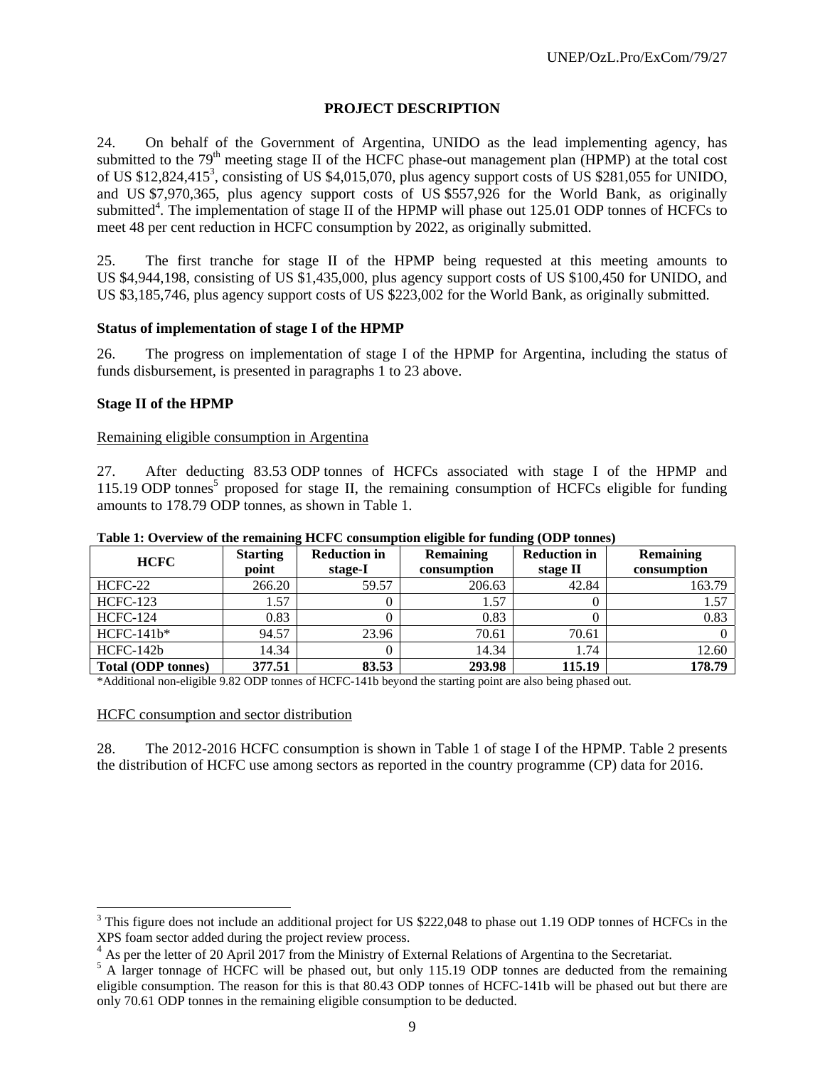## PROJECT DESCRIPTION

24. On behalf of the Government of Argentina, UNIDO as the lead implementing agency, has submitted to the 79th meeting stage II of the HCFC phase-out management plan (HPMP) at the total cost of US $12,824,415[3], consisting of US $4,015,070, plus agency support costs of US $281,055 for UNIDO, and US $7,970,365, plus agency support costs of US $557,926 for the World Bank, as originally submitted[4]. The implementation of stage II of the HPMP will phase out 125.01 ODP tonnes of HCFCs to meet 48 per cent reduction in HCFC consumption by 2022, as originally submitted.

25. The first tranche for stage II of the HPMP being requested at this meeting amounts to US $4,944,198, consisting of US $1,435,000, plus agency support costs of US $100,450 for UNIDO, and US $3,185,746, plus agency support costs of US $223,002 for the World Bank, as originally submitted.

### Status of implementation of stage I of the HPMP

26. The progress on implementation of stage I of the HPMP for Argentina, including the status of funds disbursement, is presented in paragraphs 1 to 23 above.

### Stage II of the HPMP

Remaining eligible consumption in Argentina

27. After deducting 83.53 ODP tonnes of HCFCs associated with stage I of the HPMP and 115.19 ODP tonnes[5] proposed for stage II, the remaining consumption of HCFCs eligible for funding amounts to 178.79 ODP tonnes, as shown in Table 1.

**Table 1: Overview of the remaining HCFC consumption eligible for funding (ODP tonnes)**

| HCFC | Starting point | Reduction in stage-I | Remaining consumption | Reduction in stage II | Remaining consumption |
|---|---|---|---|---|---|
| HCFC-22 | 266.20 | 59.57 | 206.63 | 42.84 | 163.79 |
| HCFC-123 | 1.57 | 0 | 1.57 | 0 | 1.57 |
| HCFC-124 | 0.83 | 0 | 0.83 | 0 | 0.83 |
| HCFC-141b* | 94.57 | 23.96 | 70.61 | 70.61 | 0 |
| HCFC-142b | 14.34 | 0 | 14.34 | 1.74 | 12.60 |
| **Total (ODP tonnes)** | **377.51** | **83.53** | **293.98** | **115.19** | **178.79** |

*Additional non-eligible 9.82 ODP tonnes of HCFC-141b beyond the starting point are also being phased out.

HCFC consumption and sector distribution

28. The 2012-2016 HCFC consumption is shown in Table 1 of stage I of the HPMP. Table 2 presents the distribution of HCFC use among sectors as reported in the country programme (CP) data for 2016.

---

[3] This figure does not include an additional project for US $222,048 to phase out 1.19 ODP tonnes of HCFCs in the XPS foam sector added during the project review process.

[4] As per the letter of 20 April 2017 from the Ministry of External Relations of Argentina to the Secretariat.

[5] A larger tonnage of HCFC will be phased out, but only 115.19 ODP tonnes are deducted from the remaining eligible consumption. The reason for this is that 80.43 ODP tonnes of HCFC-141b will be phased out but there are only 70.61 ODP tonnes in the remaining eligible consumption to be deducted.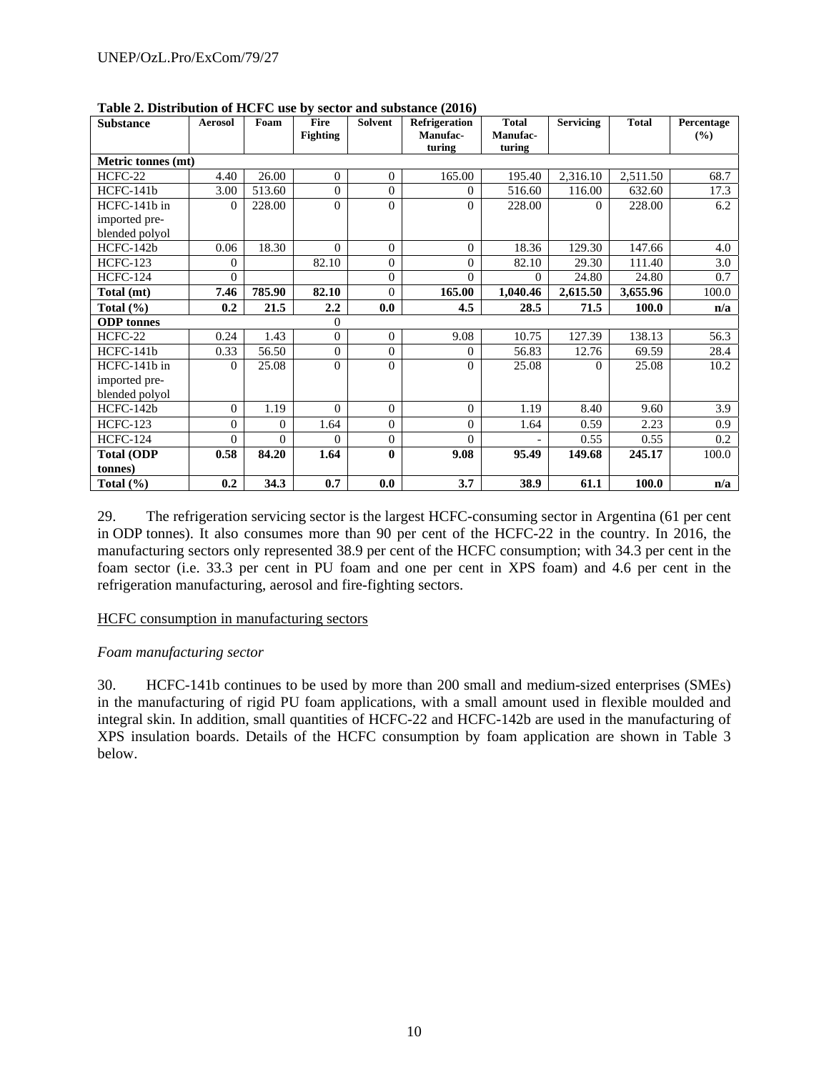**Table 2. Distribution of HCFC use by sector and substance (2016)**

| Substance | Aerosol | Foam | Fire Fighting | Solvent | Refrigeration Manufac-turing | Total Manufac-turing | Servicing | Total | Percentage (%) |
|---|---|---|---|---|---|---|---|---|---|
| **Metric tonnes (mt)** | | | | | | | | | |
| HCFC-22 | 4.40 | 26.00 | 0 | 0 | 165.00 | 195.40 | 2,316.10 | 2,511.50 | 68.7 |
| HCFC-141b | 3.00 | 513.60 | 0 | 0 | 0 | 516.60 | 116.00 | 632.60 | 17.3 |
| HCFC-141b in imported pre-blended polyol | 0 | 228.00 | 0 | 0 | 0 | 228.00 | 0 | 228.00 | 6.2 |
| HCFC-142b | 0.06 | 18.30 | 0 | 0 | 0 | 18.36 | 129.30 | 147.66 | 4.0 |
| HCFC-123 | 0 | | 82.10 | 0 | 0 | 82.10 | 29.30 | 111.40 | 3.0 |
| HCFC-124 | 0 | | | 0 | 0 | 0 | 24.80 | 24.80 | 0.7 |
| **Total (mt)** | **7.46** | **785.90** | **82.10** | 0 | **165.00** | **1,040.46** | **2,615.50** | **3,655.96** | 100.0 |
| **Total (%)** | **0.2** | **21.5** | **2.2** | **0.0** | **4.5** | **28.5** | **71.5** | **100.0** | **n/a** |
| **ODP tonnes** | | | 0 | | | | | | |
| HCFC-22 | 0.24 | 1.43 | 0 | 0 | 9.08 | 10.75 | 127.39 | 138.13 | 56.3 |
| HCFC-141b | 0.33 | 56.50 | 0 | 0 | 0 | 56.83 | 12.76 | 69.59 | 28.4 |
| HCFC-141b in imported pre-blended polyol | 0 | 25.08 | 0 | 0 | 0 | 25.08 | 0 | 25.08 | 10.2 |
| HCFC-142b | 0 | 1.19 | 0 | 0 | 0 | 1.19 | 8.40 | 9.60 | 3.9 |
| HCFC-123 | 0 | 0 | 1.64 | 0 | 0 | 1.64 | 0.59 | 2.23 | 0.9 |
| HCFC-124 | 0 | 0 | 0 | 0 | 0 | - | 0.55 | 0.55 | 0.2 |
| **Total (ODP tonnes)** | **0.58** | **84.20** | **1.64** | **0** | **9.08** | **95.49** | **149.68** | **245.17** | 100.0 |
| **Total (%)** | **0.2** | **34.3** | **0.7** | **0.0** | **3.7** | **38.9** | **61.1** | **100.0** | **n/a** |

29. The refrigeration servicing sector is the largest HCFC-consuming sector in Argentina (61 per cent in ODP tonnes). It also consumes more than 90 per cent of the HCFC-22 in the country. In 2016, the manufacturing sectors only represented 38.9 per cent of the HCFC consumption; with 34.3 per cent in the foam sector (i.e. 33.3 per cent in PU foam and one per cent in XPS foam) and 4.6 per cent in the refrigeration manufacturing, aerosol and fire-fighting sectors.

<u>HCFC consumption in manufacturing sectors</u>

*Foam manufacturing sector*

30. HCFC-141b continues to be used by more than 200 small and medium-sized enterprises (SMEs) in the manufacturing of rigid PU foam applications, with a small amount used in flexible moulded and integral skin. In addition, small quantities of HCFC-22 and HCFC-142b are used in the manufacturing of XPS insulation boards. Details of the HCFC consumption by foam application are shown in Table 3 below.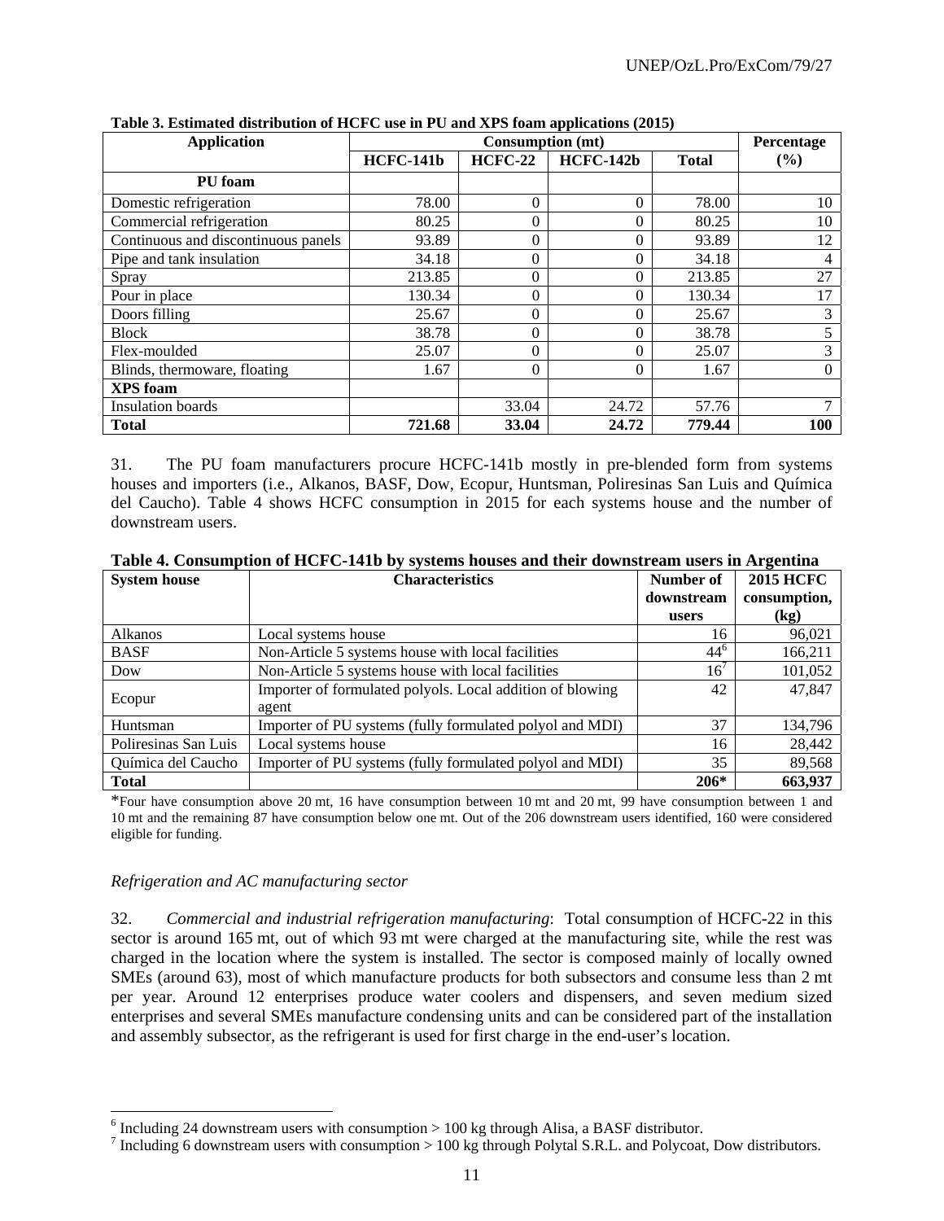**Table 3. Estimated distribution of HCFC use in PU and XPS foam applications (2015)**

| Application | Consumption (mt) | | | | Percentage (%) |
|---|---|---|---|---|---|
| | HCFC-141b | HCFC-22 | HCFC-142b | Total | |
| **PU foam** | | | | | |
| Domestic refrigeration | 78.00 | 0 | 0 | 78.00 | 10 |
| Commercial refrigeration | 80.25 | 0 | 0 | 80.25 | 10 |
| Continuous and discontinuous panels | 93.89 | 0 | 0 | 93.89 | 12 |
| Pipe and tank insulation | 34.18 | 0 | 0 | 34.18 | 4 |
| Spray | 213.85 | 0 | 0 | 213.85 | 27 |
| Pour in place | 130.34 | 0 | 0 | 130.34 | 17 |
| Doors filling | 25.67 | 0 | 0 | 25.67 | 3 |
| Block | 38.78 | 0 | 0 | 38.78 | 5 |
| Flex-moulded | 25.07 | 0 | 0 | 25.07 | 3 |
| Blinds, thermoware, floating | 1.67 | 0 | 0 | 1.67 | 0 |
| **XPS foam** | | | | | |
| Insulation boards | | 33.04 | 24.72 | 57.76 | 7 |
| **Total** | **721.68** | **33.04** | **24.72** | **779.44** | **100** |

31. The PU foam manufacturers procure HCFC-141b mostly in pre-blended form from systems houses and importers (i.e., Alkanos, BASF, Dow, Ecopur, Huntsman, Poliresinas San Luis and Química del Caucho). Table 4 shows HCFC consumption in 2015 for each systems house and the number of downstream users.

**Table 4. Consumption of HCFC-141b by systems houses and their downstream users in Argentina**

| System house | Characteristics | Number of downstream users | 2015 HCFC consumption, (kg) |
|---|---|---|---|
| Alkanos | Local systems house | 16 | 96,021 |
| BASF | Non-Article 5 systems house with local facilities | 44[6] | 166,211 |
| Dow | Non-Article 5 systems house with local facilities | 16[7] | 101,052 |
| Ecopur | Importer of formulated polyols. Local addition of blowing agent | 42 | 47,847 |
| Huntsman | Importer of PU systems (fully formulated polyol and MDI) | 37 | 134,796 |
| Poliresinas San Luis | Local systems house | 16 | 28,442 |
| Química del Caucho | Importer of PU systems (fully formulated polyol and MDI) | 35 | 89,568 |
| **Total** | | **206*** | **663,937** |

*Four have consumption above 20 mt, 16 have consumption between 10 mt and 20 mt, 99 have consumption between 1 and 10 mt and the remaining 87 have consumption below one mt. Out of the 206 downstream users identified, 160 were considered eligible for funding.

*Refrigeration and AC manufacturing sector*

32. *Commercial and industrial refrigeration manufacturing*: Total consumption of HCFC-22 in this sector is around 165 mt, out of which 93 mt were charged at the manufacturing site, while the rest was charged in the location where the system is installed. The sector is composed mainly of locally owned SMEs (around 63), most of which manufacture products for both subsectors and consume less than 2 mt per year. Around 12 enterprises produce water coolers and dispensers, and seven medium sized enterprises and several SMEs manufacture condensing units and can be considered part of the installation and assembly subsector, as the refrigerant is used for first charge in the end-user's location.

[6] Including 24 downstream users with consumption > 100 kg through Alisa, a BASF distributor.

[7] Including 6 downstream users with consumption > 100 kg through Polytal S.R.L. and Polycoat, Dow distributors.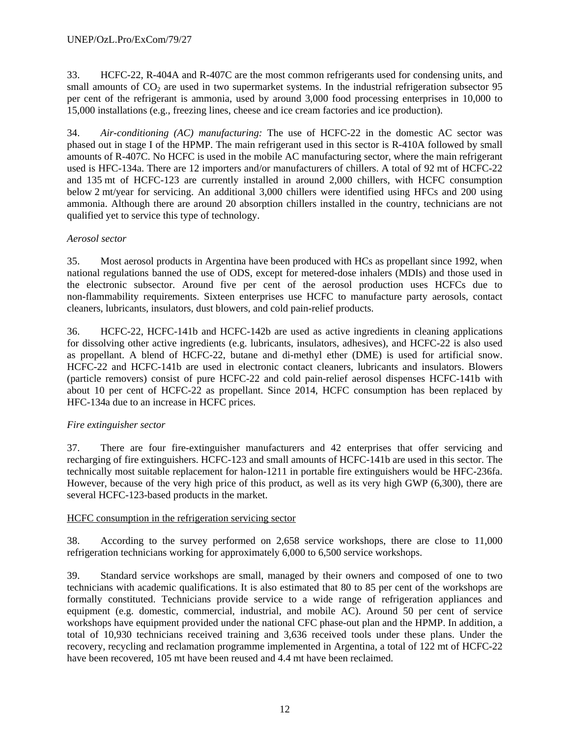33. HCFC-22, R-404A and R-407C are the most common refrigerants used for condensing units, and small amounts of $CO_2$ are used in two supermarket systems. In the industrial refrigeration subsector 95 per cent of the refrigerant is ammonia, used by around 3,000 food processing enterprises in 10,000 to 15,000 installations (e.g., freezing lines, cheese and ice cream factories and ice production).

34. *Air-conditioning (AC) manufacturing:* The use of HCFC-22 in the domestic AC sector was phased out in stage I of the HPMP. The main refrigerant used in this sector is R-410A followed by small amounts of R-407C. No HCFC is used in the mobile AC manufacturing sector, where the main refrigerant used is HFC-134a. There are 12 importers and/or manufacturers of chillers. A total of 92 mt of HCFC-22 and 135 mt of HCFC-123 are currently installed in around 2,000 chillers, with HCFC consumption below 2 mt/year for servicing. An additional 3,000 chillers were identified using HFCs and 200 using ammonia. Although there are around 20 absorption chillers installed in the country, technicians are not qualified yet to service this type of technology.

*Aerosol sector*

35. Most aerosol products in Argentina have been produced with HCs as propellant since 1992, when national regulations banned the use of ODS, except for metered-dose inhalers (MDIs) and those used in the electronic subsector. Around five per cent of the aerosol production uses HCFCs due to non-flammability requirements. Sixteen enterprises use HCFC to manufacture party aerosols, contact cleaners, lubricants, insulators, dust blowers, and cold pain-relief products.

36. HCFC-22, HCFC-141b and HCFC-142b are used as active ingredients in cleaning applications for dissolving other active ingredients (e.g. lubricants, insulators, adhesives), and HCFC-22 is also used as propellant. A blend of HCFC-22, butane and di-methyl ether (DME) is used for artificial snow. HCFC-22 and HCFC-141b are used in electronic contact cleaners, lubricants and insulators. Blowers (particle removers) consist of pure HCFC-22 and cold pain-relief aerosol dispenses HCFC-141b with about 10 per cent of HCFC-22 as propellant. Since 2014, HCFC consumption has been replaced by HFC-134a due to an increase in HCFC prices.

*Fire extinguisher sector*

37. There are four fire-extinguisher manufacturers and 42 enterprises that offer servicing and recharging of fire extinguishers. HCFC-123 and small amounts of HCFC-141b are used in this sector. The technically most suitable replacement for halon-1211 in portable fire extinguishers would be HFC-236fa. However, because of the very high price of this product, as well as its very high GWP (6,300), there are several HCFC-123-based products in the market.

<u>HCFC consumption in the refrigeration servicing sector</u>

38. According to the survey performed on 2,658 service workshops, there are close to 11,000 refrigeration technicians working for approximately 6,000 to 6,500 service workshops.

39. Standard service workshops are small, managed by their owners and composed of one to two technicians with academic qualifications. It is also estimated that 80 to 85 per cent of the workshops are formally constituted. Technicians provide service to a wide range of refrigeration appliances and equipment (e.g. domestic, commercial, industrial, and mobile AC). Around 50 per cent of service workshops have equipment provided under the national CFC phase-out plan and the HPMP. In addition, a total of 10,930 technicians received training and 3,636 received tools under these plans. Under the recovery, recycling and reclamation programme implemented in Argentina, a total of 122 mt of HCFC-22 have been recovered, 105 mt have been reused and 4.4 mt have been reclaimed.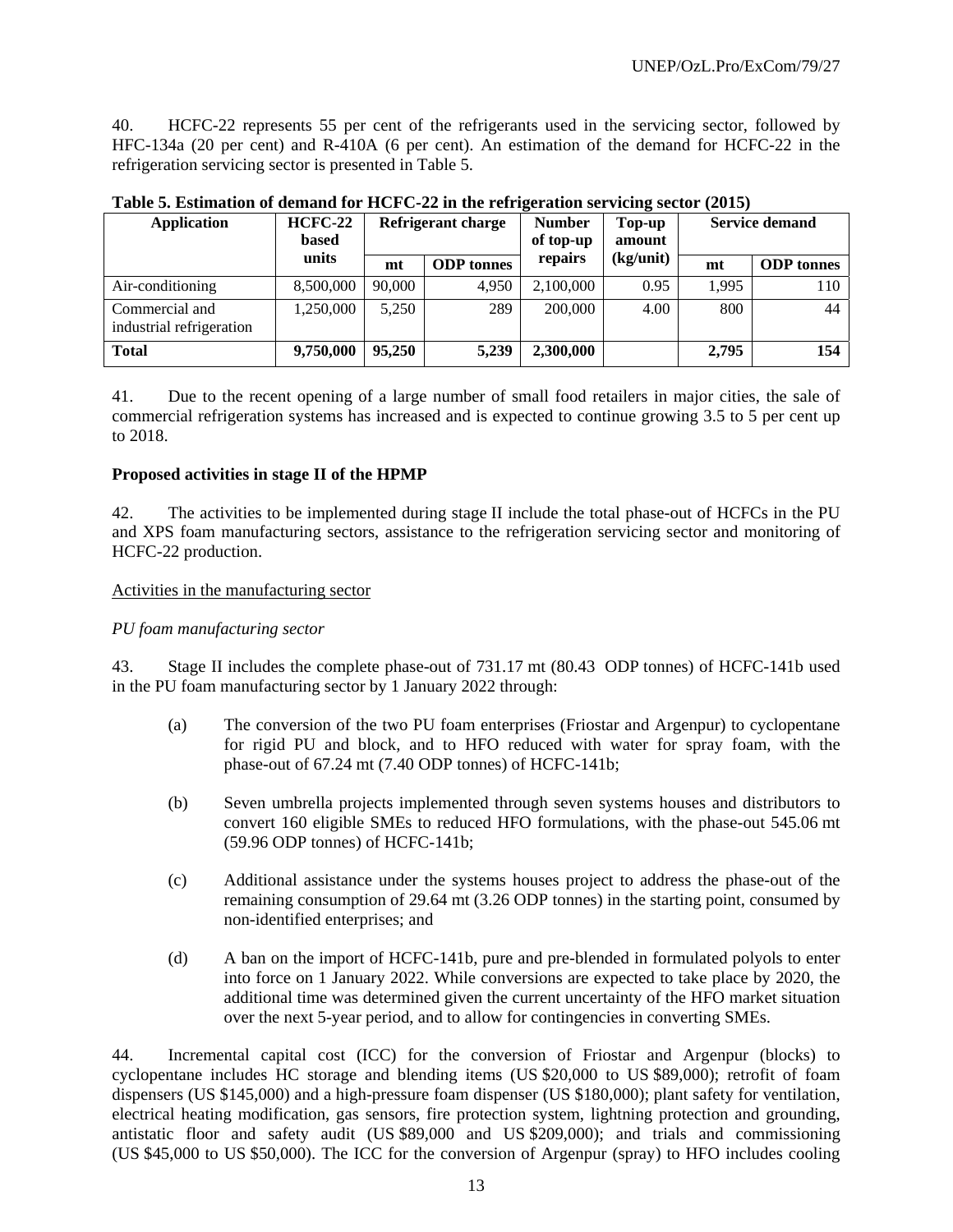40. HCFC-22 represents 55 per cent of the refrigerants used in the servicing sector, followed by HFC-134a (20 per cent) and R-410A (6 per cent). An estimation of the demand for HCFC-22 in the refrigeration servicing sector is presented in Table 5.

**Table 5. Estimation of demand for HCFC-22 in the refrigeration servicing sector (2015)**

| Application | HCFC-22 based units | Refrigerant charge | | Number of top-up repairs | Top-up amount (kg/unit) | Service demand | |
|---|---|---|---|---|---|---|---|
| | | mt | ODP tonnes | | | mt | ODP tonnes |
| Air-conditioning | 8,500,000 | 90,000 | 4,950 | 2,100,000 | 0.95 | 1,995 | 110 |
| Commercial and industrial refrigeration | 1,250,000 | 5,250 | 289 | 200,000 | 4.00 | 800 | 44 |
| **Total** | **9,750,000** | **95,250** | **5,239** | **2,300,000** | | **2,795** | **154** |

41. Due to the recent opening of a large number of small food retailers in major cities, the sale of commercial refrigeration systems has increased and is expected to continue growing 3.5 to 5 per cent up to 2018.

**Proposed activities in stage II of the HPMP**

42. The activities to be implemented during stage II include the total phase-out of HCFCs in the PU and XPS foam manufacturing sectors, assistance to the refrigeration servicing sector and monitoring of HCFC-22 production.

Activities in the manufacturing sector

*PU foam manufacturing sector*

43. Stage II includes the complete phase-out of 731.17 mt (80.43 ODP tonnes) of HCFC-141b used in the PU foam manufacturing sector by 1 January 2022 through:

(a) The conversion of the two PU foam enterprises (Friostar and Argenpur) to cyclopentane for rigid PU and block, and to HFO reduced with water for spray foam, with the phase-out of 67.24 mt (7.40 ODP tonnes) of HCFC-141b;

(b) Seven umbrella projects implemented through seven systems houses and distributors to convert 160 eligible SMEs to reduced HFO formulations, with the phase-out 545.06 mt (59.96 ODP tonnes) of HCFC-141b;

(c) Additional assistance under the systems houses project to address the phase-out of the remaining consumption of 29.64 mt (3.26 ODP tonnes) in the starting point, consumed by non-identified enterprises; and

(d) A ban on the import of HCFC-141b, pure and pre-blended in formulated polyols to enter into force on 1 January 2022. While conversions are expected to take place by 2020, the additional time was determined given the current uncertainty of the HFO market situation over the next 5-year period, and to allow for contingencies in converting SMEs.

44. Incremental capital cost (ICC) for the conversion of Friostar and Argenpur (blocks) to cyclopentane includes HC storage and blending items (US $20,000 to US $89,000); retrofit of foam dispensers (US $145,000) and a high-pressure foam dispenser (US $180,000); plant safety for ventilation, electrical heating modification, gas sensors, fire protection system, lightning protection and grounding, antistatic floor and safety audit (US $89,000 and US $209,000); and trials and commissioning (US $45,000 to US $50,000). The ICC for the conversion of Argenpur (spray) to HFO includes cooling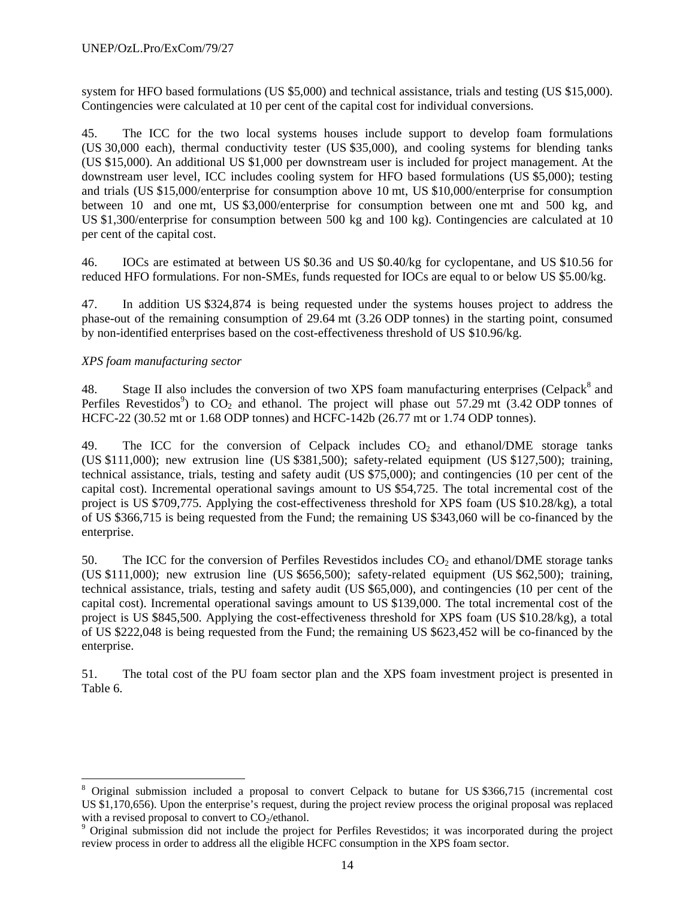system for HFO based formulations (US $5,000) and technical assistance, trials and testing (US $15,000). Contingencies were calculated at 10 per cent of the capital cost for individual conversions.

45. The ICC for the two local systems houses include support to develop foam formulations (US 30,000 each), thermal conductivity tester (US $35,000), and cooling systems for blending tanks (US $15,000). An additional US $1,000 per downstream user is included for project management. At the downstream user level, ICC includes cooling system for HFO based formulations (US $5,000); testing and trials (US $15,000/enterprise for consumption above 10 mt, US $10,000/enterprise for consumption between 10 and one mt, US $3,000/enterprise for consumption between one mt and 500 kg, and US $1,300/enterprise for consumption between 500 kg and 100 kg). Contingencies are calculated at 10 per cent of the capital cost.

46. IOCs are estimated at between US $0.36 and US $0.40/kg for cyclopentane, and US $10.56 for reduced HFO formulations. For non-SMEs, funds requested for IOCs are equal to or below US $5.00/kg.

47. In addition US $324,874 is being requested under the systems houses project to address the phase-out of the remaining consumption of 29.64 mt (3.26 ODP tonnes) in the starting point, consumed by non-identified enterprises based on the cost-effectiveness threshold of US $10.96/kg.

*XPS foam manufacturing sector*

48. Stage II also includes the conversion of two XPS foam manufacturing enterprises (Celpack[8] and Perfiles Revestidos[9]) to $CO_2$ and ethanol. The project will phase out 57.29 mt (3.42 ODP tonnes of HCFC-22 (30.52 mt or 1.68 ODP tonnes) and HCFC-142b (26.77 mt or 1.74 ODP tonnes).

49. The ICC for the conversion of Celpack includes $CO_2$ and ethanol/DME storage tanks (US $111,000); new extrusion line (US $381,500); safety-related equipment (US $127,500); training, technical assistance, trials, testing and safety audit (US $75,000); and contingencies (10 per cent of the capital cost). Incremental operational savings amount to US $54,725. The total incremental cost of the project is US $709,775. Applying the cost-effectiveness threshold for XPS foam (US $10.28/kg), a total of US $366,715 is being requested from the Fund; the remaining US $343,060 will be co-financed by the enterprise.

50. The ICC for the conversion of Perfiles Revestidos includes $CO_2$ and ethanol/DME storage tanks (US $111,000); new extrusion line (US $656,500); safety-related equipment (US $62,500); training, technical assistance, trials, testing and safety audit (US $65,000), and contingencies (10 per cent of the capital cost). Incremental operational savings amount to US $139,000. The total incremental cost of the project is US $845,500. Applying the cost-effectiveness threshold for XPS foam (US $10.28/kg), a total of US $222,048 is being requested from the Fund; the remaining US $623,452 will be co-financed by the enterprise.

51. The total cost of the PU foam sector plan and the XPS foam investment project is presented in Table 6.

---

[8] Original submission included a proposal to convert Celpack to butane for US $366,715 (incremental cost US $1,170,656). Upon the enterprise's request, during the project review process the original proposal was replaced with a revised proposal to convert to $CO_2$/ethanol.

[9] Original submission did not include the project for Perfiles Revestidos; it was incorporated during the project review process in order to address all the eligible HCFC consumption in the XPS foam sector.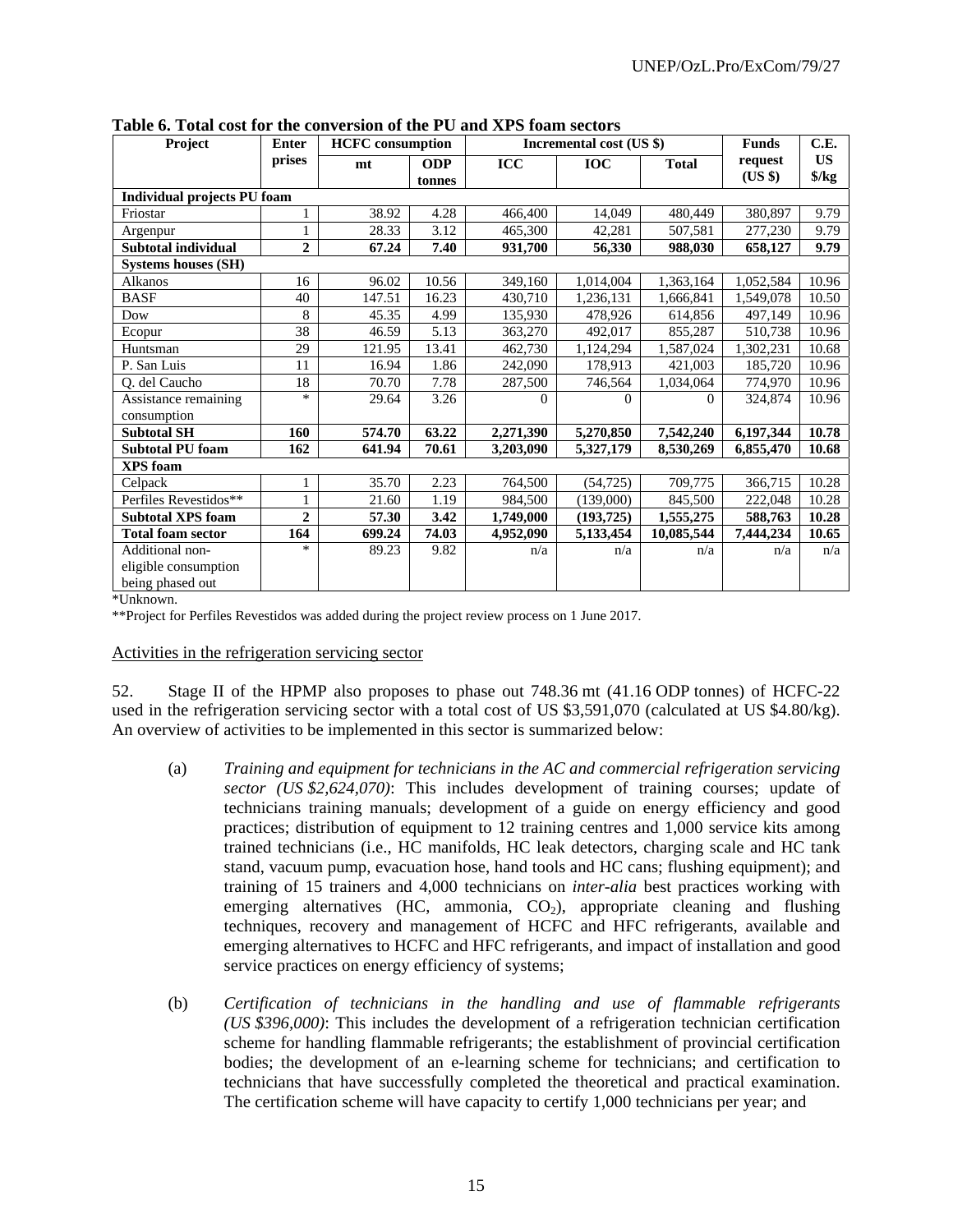**Table 6. Total cost for the conversion of the PU and XPS foam sectors**

| Project | Enterprises | HCFC consumption | | Incremental cost (US $) | | | Funds request (US $) | C.E. US $/kg |
|---|---|---|---|---|---|---|---|---|
| | | mt | ODP tonnes | ICC | IOC | Total | | |
| **Individual projects PU foam** | | | | | | | | |
| Friostar | 1 | 38.92 | 4.28 | 466,400 | 14,049 | 480,449 | 380,897 | 9.79 |
| Argenpur | 1 | 28.33 | 3.12 | 465,300 | 42,281 | 507,581 | 277,230 | 9.79 |
| **Subtotal individual** | **2** | **67.24** | **7.40** | **931,700** | **56,330** | **988,030** | **658,127** | **9.79** |
| **Systems houses (SH)** | | | | | | | | |
| Alkanos | 16 | 96.02 | 10.56 | 349,160 | 1,014,004 | 1,363,164 | 1,052,584 | 10.96 |
| BASF | 40 | 147.51 | 16.23 | 430,710 | 1,236,131 | 1,666,841 | 1,549,078 | 10.50 |
| Dow | 8 | 45.35 | 4.99 | 135,930 | 478,926 | 614,856 | 497,149 | 10.96 |
| Ecopur | 38 | 46.59 | 5.13 | 363,270 | 492,017 | 855,287 | 510,738 | 10.96 |
| Huntsman | 29 | 121.95 | 13.41 | 462,730 | 1,124,294 | 1,587,024 | 1,302,231 | 10.68 |
| P. San Luis | 11 | 16.94 | 1.86 | 242,090 | 178,913 | 421,003 | 185,720 | 10.96 |
| Q. del Caucho | 18 | 70.70 | 7.78 | 287,500 | 746,564 | 1,034,064 | 774,970 | 10.96 |
| Assistance remaining consumption | * | 29.64 | 3.26 | 0 | 0 | 0 | 324,874 | 10.96 |
| **Subtotal SH** | **160** | **574.70** | **63.22** | **2,271,390** | **5,270,850** | **7,542,240** | **6,197,344** | **10.78** |
| **Subtotal PU foam** | **162** | **641.94** | **70.61** | **3,203,090** | **5,327,179** | **8,530,269** | **6,855,470** | **10.68** |
| **XPS foam** | | | | | | | | |
| Celpack | 1 | 35.70 | 2.23 | 764,500 | (54,725) | 709,775 | 366,715 | 10.28 |
| Perfiles Revestidos** | 1 | 21.60 | 1.19 | 984,500 | (139,000) | 845,500 | 222,048 | 10.28 |
| **Subtotal XPS foam** | **2** | **57.30** | **3.42** | **1,749,000** | **(193,725)** | **1,555,275** | **588,763** | **10.28** |
| **Total foam sector** | **164** | **699.24** | **74.03** | **4,952,090** | **5,133,454** | **10,085,544** | **7,444,234** | **10.65** |
| Additional non-eligible consumption being phased out | * | 89.23 | 9.82 | n/a | n/a | n/a | n/a | n/a |

*Unknown.

**Project for Perfiles Revestidos was added during the project review process on 1 June 2017.

Activities in the refrigeration servicing sector

52. Stage II of the HPMP also proposes to phase out 748.36 mt (41.16 ODP tonnes) of HCFC-22 used in the refrigeration servicing sector with a total cost of US $3,591,070 (calculated at US $4.80/kg). An overview of activities to be implemented in this sector is summarized below:

(a) *Training and equipment for technicians in the AC and commercial refrigeration servicing sector (US $2,624,070)*: This includes development of training courses; update of technicians training manuals; development of a guide on energy efficiency and good practices; distribution of equipment to 12 training centres and 1,000 service kits among trained technicians (i.e., HC manifolds, HC leak detectors, charging scale and HC tank stand, vacuum pump, evacuation hose, hand tools and HC cans; flushing equipment); and training of 15 trainers and 4,000 technicians on *inter-alia* best practices working with emerging alternatives (HC, ammonia, $CO_2$), appropriate cleaning and flushing techniques, recovery and management of HCFC and HFC refrigerants, available and emerging alternatives to HCFC and HFC refrigerants, and impact of installation and good service practices on energy efficiency of systems;

(b) *Certification of technicians in the handling and use of flammable refrigerants (US $396,000)*: This includes the development of a refrigeration technician certification scheme for handling flammable refrigerants; the establishment of provincial certification bodies; the development of an e-learning scheme for technicians; and certification to technicians that have successfully completed the theoretical and practical examination. The certification scheme will have capacity to certify 1,000 technicians per year; and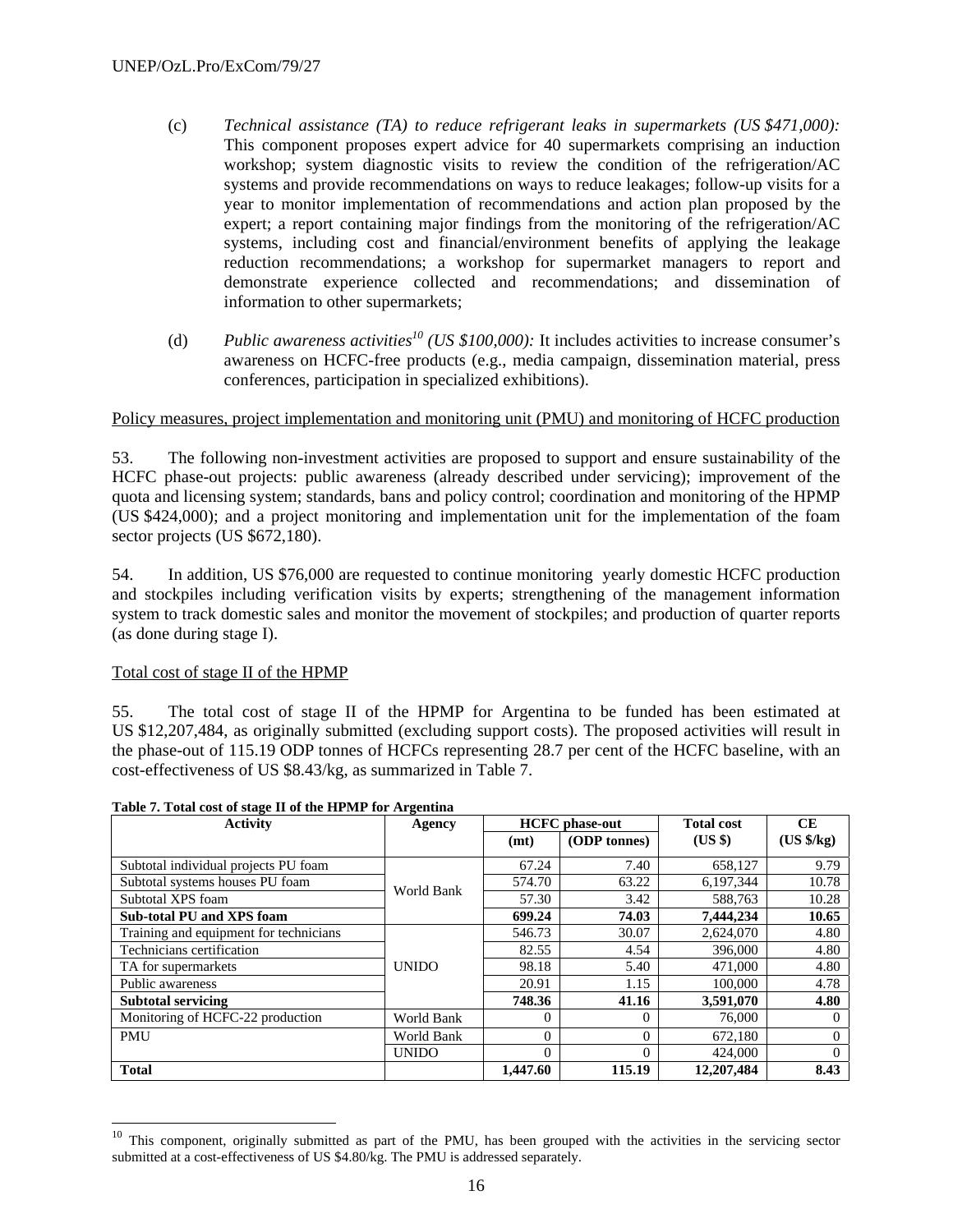(c) *Technical assistance (TA) to reduce refrigerant leaks in supermarkets (US $471,000):* This component proposes expert advice for 40 supermarkets comprising an induction workshop; system diagnostic visits to review the condition of the refrigeration/AC systems and provide recommendations on ways to reduce leakages; follow-up visits for a year to monitor implementation of recommendations and action plan proposed by the expert; a report containing major findings from the monitoring of the refrigeration/AC systems, including cost and financial/environment benefits of applying the leakage reduction recommendations; a workshop for supermarket managers to report and demonstrate experience collected and recommendations; and dissemination of information to other supermarkets;

(d) *Public awareness activities[10] (US $100,000):* It includes activities to increase consumer's awareness on HCFC-free products (e.g., media campaign, dissemination material, press conferences, participation in specialized exhibitions).

Policy measures, project implementation and monitoring unit (PMU) and monitoring of HCFC production

53. The following non-investment activities are proposed to support and ensure sustainability of the HCFC phase-out projects: public awareness (already described under servicing); improvement of the quota and licensing system; standards, bans and policy control; coordination and monitoring of the HPMP (US $424,000); and a project monitoring and implementation unit for the implementation of the foam sector projects (US $672,180).

54. In addition, US $76,000 are requested to continue monitoring yearly domestic HCFC production and stockpiles including verification visits by experts; strengthening of the management information system to track domestic sales and monitor the movement of stockpiles; and production of quarter reports (as done during stage I).

Total cost of stage II of the HPMP

55. The total cost of stage II of the HPMP for Argentina to be funded has been estimated at US $12,207,484, as originally submitted (excluding support costs). The proposed activities will result in the phase-out of 115.19 ODP tonnes of HCFCs representing 28.7 per cent of the HCFC baseline, with an cost-effectiveness of US $8.43/kg, as summarized in Table 7.

**Table 7. Total cost of stage II of the HPMP for Argentina**

| Activity | Agency | HCFC phase-out | | Total cost | CE |
|---|---|---|---|---|---|
| | | (mt) | (ODP tonnes) | (US $) | (US $/kg) |
| Subtotal individual projects PU foam | World Bank | 67.24 | 7.40 | 658,127 | 9.79 |
| Subtotal systems houses PU foam | | 574.70 | 63.22 | 6,197,344 | 10.78 |
| Subtotal XPS foam | | 57.30 | 3.42 | 588,763 | 10.28 |
| **Sub-total PU and XPS foam** | | **699.24** | **74.03** | **7,444,234** | **10.65** |
| Training and equipment for technicians | UNIDO | 546.73 | 30.07 | 2,624,070 | 4.80 |
| Technicians certification | | 82.55 | 4.54 | 396,000 | 4.80 |
| TA for supermarkets | | 98.18 | 5.40 | 471,000 | 4.80 |
| Public awareness | | 20.91 | 1.15 | 100,000 | 4.78 |
| **Subtotal servicing** | | **748.36** | **41.16** | **3,591,070** | **4.80** |
| Monitoring of HCFC-22 production | World Bank | 0 | 0 | 76,000 | 0 |
| PMU | World Bank | 0 | 0 | 672,180 | 0 |
| | UNIDO | 0 | 0 | 424,000 | 0 |
| **Total** | | **1,447.60** | **115.19** | **12,207,484** | **8.43** |

[10] This component, originally submitted as part of the PMU, has been grouped with the activities in the servicing sector submitted at a cost-effectiveness of US $4.80/kg. The PMU is addressed separately.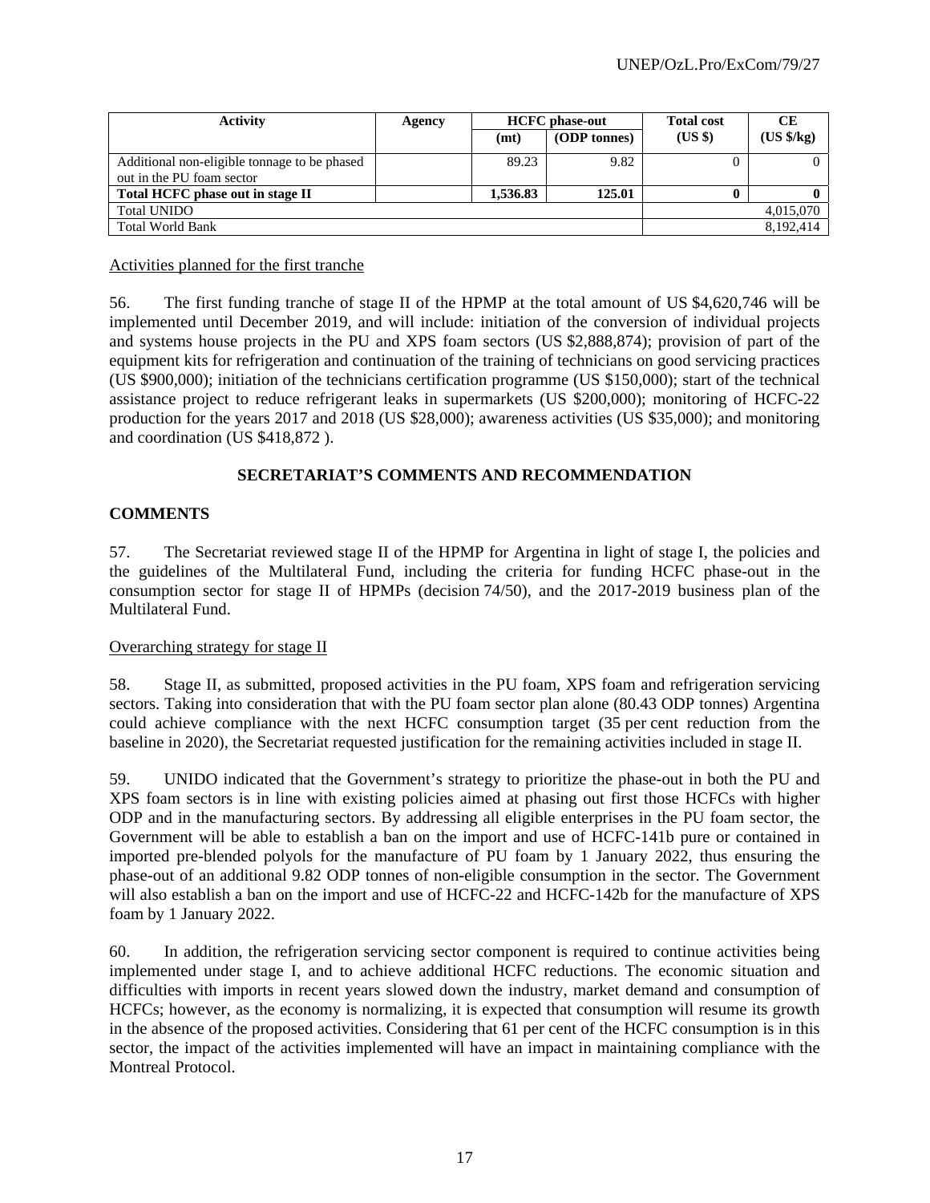| Activity | Agency | HCFC phase-out | | Total cost | CE |
|---|---|---|---|---|---|
| | | (mt) | (ODP tonnes) | (US $) | (US $/kg) |
| Additional non-eligible tonnage to be phased out in the PU foam sector | | 89.23 | 9.82 | 0 | 0 |
| **Total HCFC phase out in stage II** | | **1,536.83** | **125.01** | **0** | **0** |
| Total UNIDO | | | | | 4,015,070 |
| Total World Bank | | | | | 8,192,414 |

Activities planned for the first tranche

56. The first funding tranche of stage II of the HPMP at the total amount of US $4,620,746 will be implemented until December 2019, and will include: initiation of the conversion of individual projects and systems house projects in the PU and XPS foam sectors (US $2,888,874); provision of part of the equipment kits for refrigeration and continuation of the training of technicians on good servicing practices (US $900,000); initiation of the technicians certification programme (US $150,000); start of the technical assistance project to reduce refrigerant leaks in supermarkets (US $200,000); monitoring of HCFC-22 production for the years 2017 and 2018 (US $28,000); awareness activities (US $35,000); and monitoring and coordination (US $418,872 ).

## SECRETARIAT'S COMMENTS AND RECOMMENDATION

### COMMENTS

57. The Secretariat reviewed stage II of the HPMP for Argentina in light of stage I, the policies and the guidelines of the Multilateral Fund, including the criteria for funding HCFC phase-out in the consumption sector for stage II of HPMPs (decision 74/50), and the 2017-2019 business plan of the Multilateral Fund.

Overarching strategy for stage II

58. Stage II, as submitted, proposed activities in the PU foam, XPS foam and refrigeration servicing sectors. Taking into consideration that with the PU foam sector plan alone (80.43 ODP tonnes) Argentina could achieve compliance with the next HCFC consumption target (35 per cent reduction from the baseline in 2020), the Secretariat requested justification for the remaining activities included in stage II.

59. UNIDO indicated that the Government's strategy to prioritize the phase-out in both the PU and XPS foam sectors is in line with existing policies aimed at phasing out first those HCFCs with higher ODP and in the manufacturing sectors. By addressing all eligible enterprises in the PU foam sector, the Government will be able to establish a ban on the import and use of HCFC-141b pure or contained in imported pre-blended polyols for the manufacture of PU foam by 1 January 2022, thus ensuring the phase-out of an additional 9.82 ODP tonnes of non-eligible consumption in the sector. The Government will also establish a ban on the import and use of HCFC-22 and HCFC-142b for the manufacture of XPS foam by 1 January 2022.

60. In addition, the refrigeration servicing sector component is required to continue activities being implemented under stage I, and to achieve additional HCFC reductions. The economic situation and difficulties with imports in recent years slowed down the industry, market demand and consumption of HCFCs; however, as the economy is normalizing, it is expected that consumption will resume its growth in the absence of the proposed activities. Considering that 61 per cent of the HCFC consumption is in this sector, the impact of the activities implemented will have an impact in maintaining compliance with the Montreal Protocol.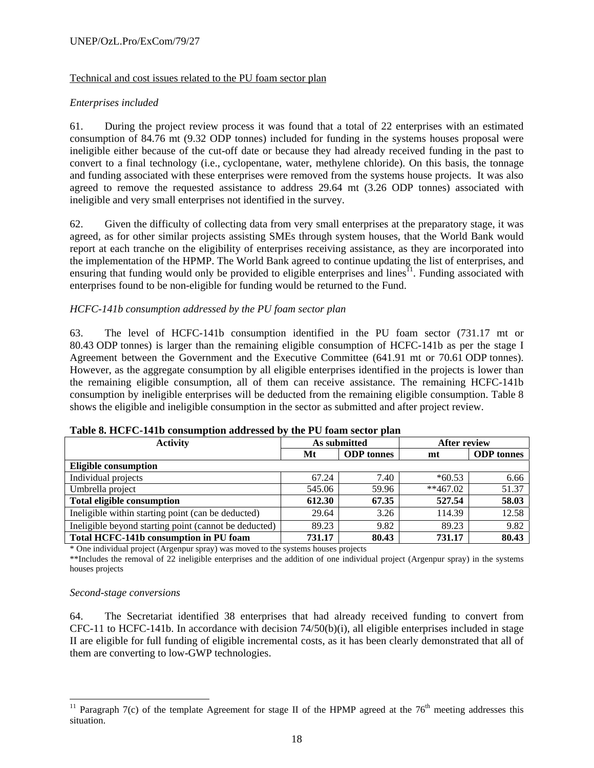Technical and cost issues related to the PU foam sector plan

*Enterprises included*

61. During the project review process it was found that a total of 22 enterprises with an estimated consumption of 84.76 mt (9.32 ODP tonnes) included for funding in the systems houses proposal were ineligible either because of the cut-off date or because they had already received funding in the past to convert to a final technology (i.e., cyclopentane, water, methylene chloride). On this basis, the tonnage and funding associated with these enterprises were removed from the systems house projects. It was also agreed to remove the requested assistance to address 29.64 mt (3.26 ODP tonnes) associated with ineligible and very small enterprises not identified in the survey.

62. Given the difficulty of collecting data from very small enterprises at the preparatory stage, it was agreed, as for other similar projects assisting SMEs through system houses, that the World Bank would report at each tranche on the eligibility of enterprises receiving assistance, as they are incorporated into the implementation of the HPMP. The World Bank agreed to continue updating the list of enterprises, and ensuring that funding would only be provided to eligible enterprises and lines[11]. Funding associated with enterprises found to be non-eligible for funding would be returned to the Fund.

*HCFC-141b consumption addressed by the PU foam sector plan*

63. The level of HCFC-141b consumption identified in the PU foam sector (731.17 mt or 80.43 ODP tonnes) is larger than the remaining eligible consumption of HCFC-141b as per the stage I Agreement between the Government and the Executive Committee (641.91 mt or 70.61 ODP tonnes). However, as the aggregate consumption by all eligible enterprises identified in the projects is lower than the remaining eligible consumption, all of them can receive assistance. The remaining HCFC-141b consumption by ineligible enterprises will be deducted from the remaining eligible consumption. Table 8 shows the eligible and ineligible consumption in the sector as submitted and after project review.

**Table 8. HCFC-141b consumption addressed by the PU foam sector plan**

| Activity | As submitted | | After review | |
|---|---|---|---|---|
| | Mt | ODP tonnes | mt | ODP tonnes |
| **Eligible consumption** | | | | |
| Individual projects | 67.24 | 7.40 | *60.53 | 6.66 |
| Umbrella project | 545.06 | 59.96 | **467.02 | 51.37 |
| **Total eligible consumption** | **612.30** | **67.35** | **527.54** | **58.03** |
| Ineligible within starting point (can be deducted) | 29.64 | 3.26 | 114.39 | 12.58 |
| Ineligible beyond starting point (cannot be deducted) | 89.23 | 9.82 | 89.23 | 9.82 |
| **Total HCFC-141b consumption in PU foam** | **731.17** | **80.43** | **731.17** | **80.43** |

* One individual project (Argenpur spray) was moved to the systems houses projects

**Includes the removal of 22 ineligible enterprises and the addition of one individual project (Argenpur spray) in the systems houses projects

*Second-stage conversions*

64. The Secretariat identified 38 enterprises that had already received funding to convert from CFC-11 to HCFC-141b. In accordance with decision 74/50(b)(i), all eligible enterprises included in stage II are eligible for full funding of eligible incremental costs, as it has been clearly demonstrated that all of them are converting to low-GWP technologies.

[11] Paragraph 7(c) of the template Agreement for stage II of the HPMP agreed at the 76th meeting addresses this situation.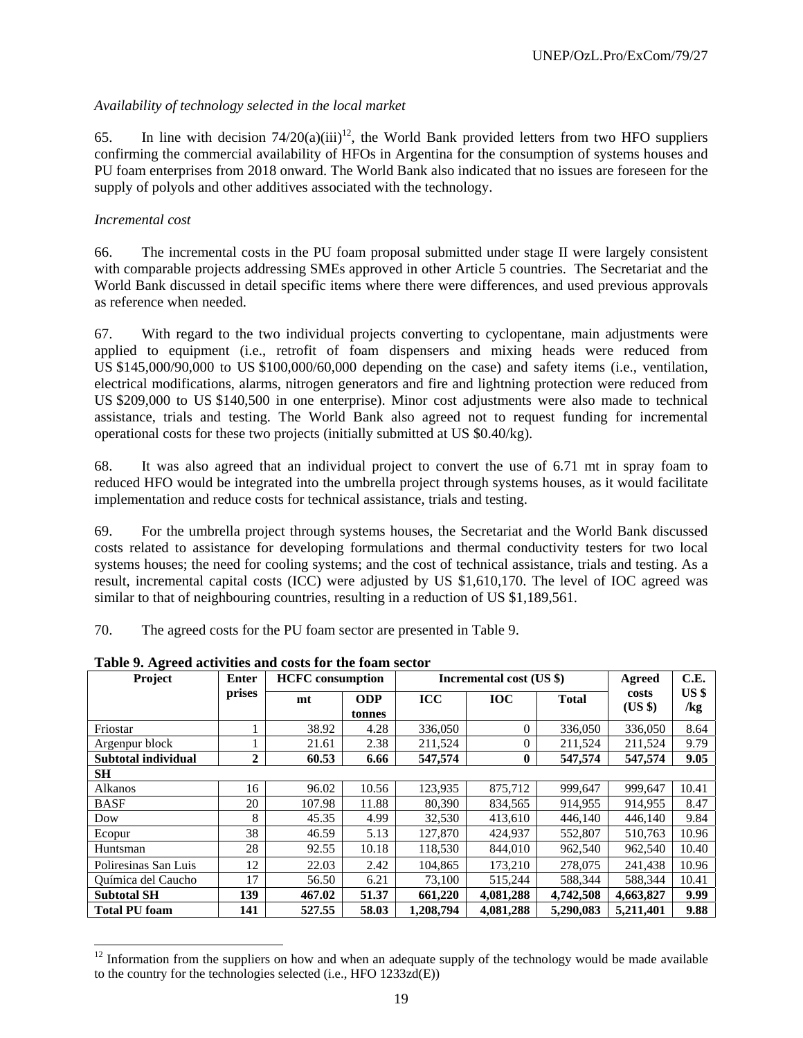*Availability of technology selected in the local market*

65. In line with decision 74/20(a)(iii)[12], the World Bank provided letters from two HFO suppliers confirming the commercial availability of HFOs in Argentina for the consumption of systems houses and PU foam enterprises from 2018 onward. The World Bank also indicated that no issues are foreseen for the supply of polyols and other additives associated with the technology.

*Incremental cost*

66. The incremental costs in the PU foam proposal submitted under stage II were largely consistent with comparable projects addressing SMEs approved in other Article 5 countries. The Secretariat and the World Bank discussed in detail specific items where there were differences, and used previous approvals as reference when needed.

67. With regard to the two individual projects converting to cyclopentane, main adjustments were applied to equipment (i.e., retrofit of foam dispensers and mixing heads were reduced from US $145,000/90,000 to US $100,000/60,000 depending on the case) and safety items (i.e., ventilation, electrical modifications, alarms, nitrogen generators and fire and lightning protection were reduced from US $209,000 to US $140,500 in one enterprise). Minor cost adjustments were also made to technical assistance, trials and testing. The World Bank also agreed not to request funding for incremental operational costs for these two projects (initially submitted at US $0.40/kg).

68. It was also agreed that an individual project to convert the use of 6.71 mt in spray foam to reduced HFO would be integrated into the umbrella project through systems houses, as it would facilitate implementation and reduce costs for technical assistance, trials and testing.

69. For the umbrella project through systems houses, the Secretariat and the World Bank discussed costs related to assistance for developing formulations and thermal conductivity testers for two local systems houses; the need for cooling systems; and the cost of technical assistance, trials and testing. As a result, incremental capital costs (ICC) were adjusted by US $1,610,170. The level of IOC agreed was similar to that of neighbouring countries, resulting in a reduction of US $1,189,561.

70. The agreed costs for the PU foam sector are presented in Table 9.

**Table 9. Agreed activities and costs for the foam sector**

| Project | Enterprises | HCFC consumption | | Incremental cost (US $) | | | Agreed costs (US $) | C.E. US $ /kg |
|---|---|---|---|---|---|---|---|---|
| | | mt | ODP tonnes | ICC | IOC | Total | | |
| Friostar | 1 | 38.92 | 4.28 | 336,050 | 0 | 336,050 | 336,050 | 8.64 |
| Argenpur block | 1 | 21.61 | 2.38 | 211,524 | 0 | 211,524 | 211,524 | 9.79 |
| **Subtotal individual** | **2** | **60.53** | **6.66** | **547,574** | **0** | **547,574** | **547,574** | **9.05** |
| **SH** | | | | | | | | |
| Alkanos | 16 | 96.02 | 10.56 | 123,935 | 875,712 | 999,647 | 999,647 | 10.41 |
| BASF | 20 | 107.98 | 11.88 | 80,390 | 834,565 | 914,955 | 914,955 | 8.47 |
| Dow | 8 | 45.35 | 4.99 | 32,530 | 413,610 | 446,140 | 446,140 | 9.84 |
| Ecopur | 38 | 46.59 | 5.13 | 127,870 | 424,937 | 552,807 | 510,763 | 10.96 |
| Huntsman | 28 | 92.55 | 10.18 | 118,530 | 844,010 | 962,540 | 962,540 | 10.40 |
| Poliresinas San Luis | 12 | 22.03 | 2.42 | 104,865 | 173,210 | 278,075 | 241,438 | 10.96 |
| Química del Caucho | 17 | 56.50 | 6.21 | 73,100 | 515,244 | 588,344 | 588,344 | 10.41 |
| **Subtotal SH** | **139** | **467.02** | **51.37** | **661,220** | **4,081,288** | **4,742,508** | **4,663,827** | **9.99** |
| **Total PU foam** | **141** | **527.55** | **58.03** | **1,208,794** | **4,081,288** | **5,290,083** | **5,211,401** | **9.88** |

[12] Information from the suppliers on how and when an adequate supply of the technology would be made available to the country for the technologies selected (i.e., HFO 1233zd(E))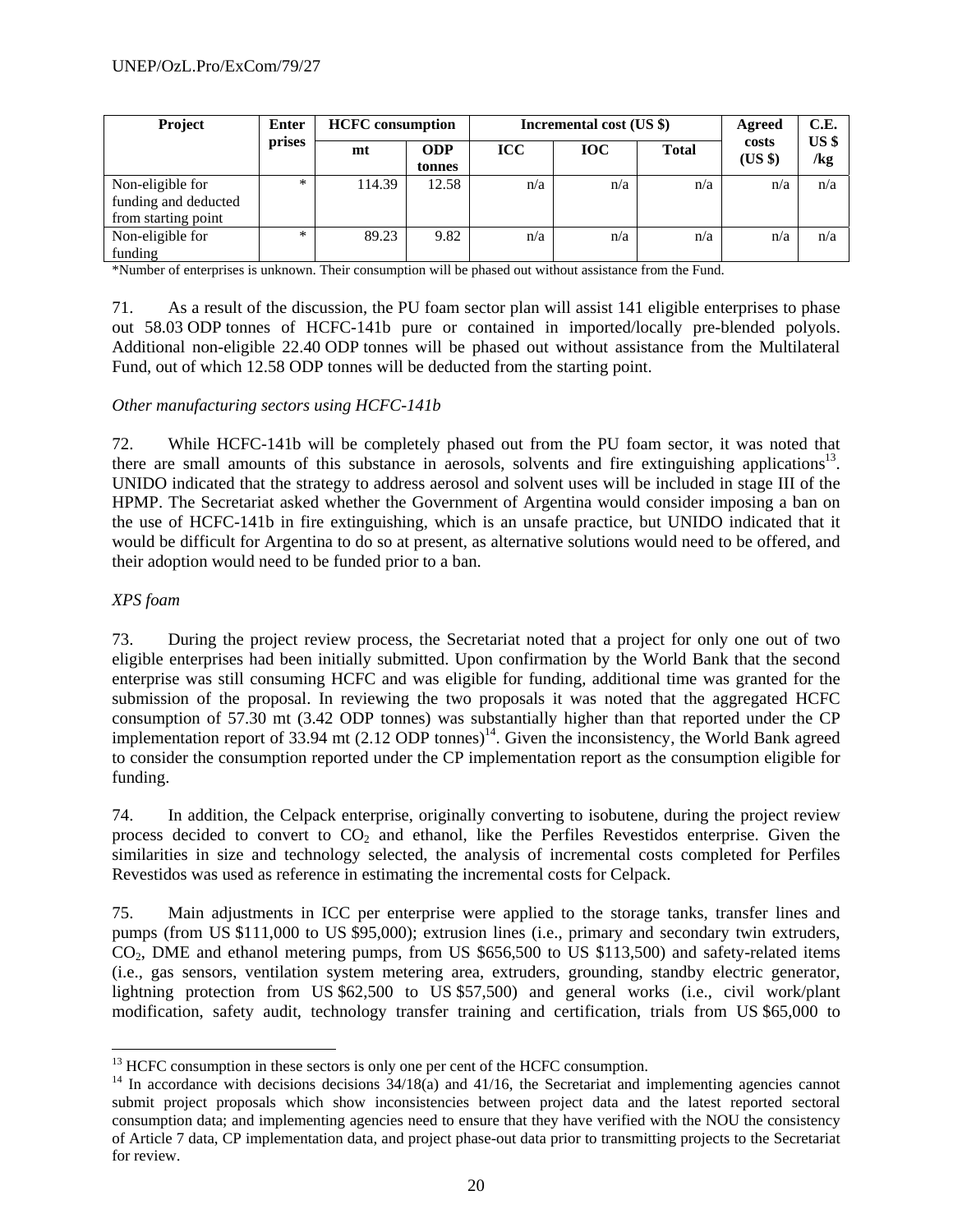| Project | Enterprises | HCFC consumption | | Incremental cost (US $) | | | Agreed costs (US $) | C.E. US $ /kg |
|---|---|---|---|---|---|---|---|---|
| | | mt | ODP tonnes | ICC | IOC | Total | | |
| Non-eligible for funding and deducted from starting point | * | 114.39 | 12.58 | n/a | n/a | n/a | n/a | n/a |
| Non-eligible for funding | * | 89.23 | 9.82 | n/a | n/a | n/a | n/a | n/a |

*Number of enterprises is unknown. Their consumption will be phased out without assistance from the Fund.

71. As a result of the discussion, the PU foam sector plan will assist 141 eligible enterprises to phase out 58.03 ODP tonnes of HCFC-141b pure or contained in imported/locally pre-blended polyols. Additional non-eligible 22.40 ODP tonnes will be phased out without assistance from the Multilateral Fund, out of which 12.58 ODP tonnes will be deducted from the starting point.

*Other manufacturing sectors using HCFC-141b*

72. While HCFC-141b will be completely phased out from the PU foam sector, it was noted that there are small amounts of this substance in aerosols, solvents and fire extinguishing applications[13]. UNIDO indicated that the strategy to address aerosol and solvent uses will be included in stage III of the HPMP. The Secretariat asked whether the Government of Argentina would consider imposing a ban on the use of HCFC-141b in fire extinguishing, which is an unsafe practice, but UNIDO indicated that it would be difficult for Argentina to do so at present, as alternative solutions would need to be offered, and their adoption would need to be funded prior to a ban.

*XPS foam*

73. During the project review process, the Secretariat noted that a project for only one out of two eligible enterprises had been initially submitted. Upon confirmation by the World Bank that the second enterprise was still consuming HCFC and was eligible for funding, additional time was granted for the submission of the proposal. In reviewing the two proposals it was noted that the aggregated HCFC consumption of 57.30 mt (3.42 ODP tonnes) was substantially higher than that reported under the CP implementation report of 33.94 mt (2.12 ODP tonnes)[14]. Given the inconsistency, the World Bank agreed to consider the consumption reported under the CP implementation report as the consumption eligible for funding.

74. In addition, the Celpack enterprise, originally converting to isobutene, during the project review process decided to convert to $CO_2$ and ethanol, like the Perfiles Revestidos enterprise. Given the similarities in size and technology selected, the analysis of incremental costs completed for Perfiles Revestidos was used as reference in estimating the incremental costs for Celpack.

75. Main adjustments in ICC per enterprise were applied to the storage tanks, transfer lines and pumps (from US $111,000 to US $95,000); extrusion lines (i.e., primary and secondary twin extruders, $CO_2$, DME and ethanol metering pumps, from US $656,500 to US $113,500) and safety-related items (i.e., gas sensors, ventilation system metering area, extruders, grounding, standby electric generator, lightning protection from US $62,500 to US $57,500) and general works (i.e., civil work/plant modification, safety audit, technology transfer training and certification, trials from US $65,000 to

[13] HCFC consumption in these sectors is only one per cent of the HCFC consumption.

[14] In accordance with decisions decisions 34/18(a) and 41/16, the Secretariat and implementing agencies cannot submit project proposals which show inconsistencies between project data and the latest reported sectoral consumption data; and implementing agencies need to ensure that they have verified with the NOU the consistency of Article 7 data, CP implementation data, and project phase-out data prior to transmitting projects to the Secretariat for review.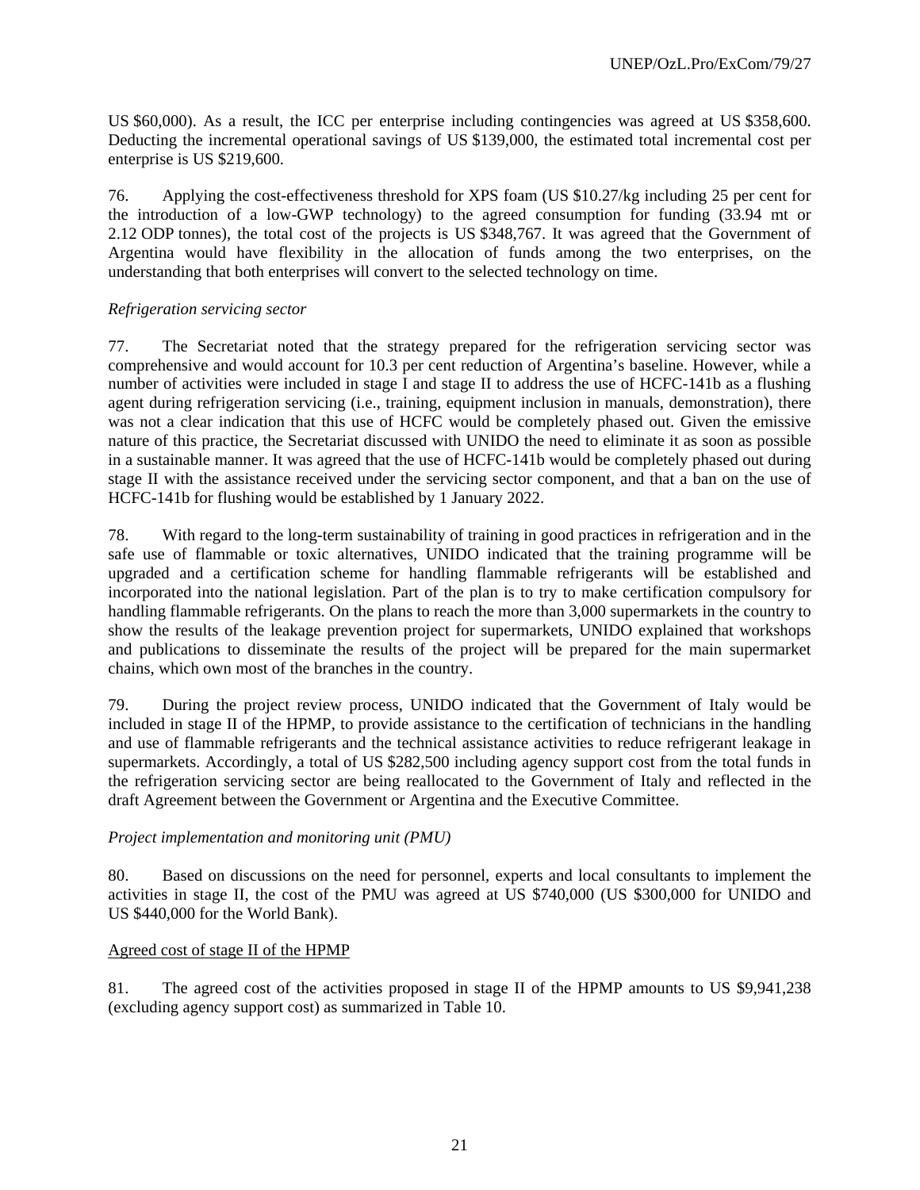US $60,000). As a result, the ICC per enterprise including contingencies was agreed at US $358,600. Deducting the incremental operational savings of US $139,000, the estimated total incremental cost per enterprise is US $219,600.

76. Applying the cost-effectiveness threshold for XPS foam (US $10.27/kg including 25 per cent for the introduction of a low-GWP technology) to the agreed consumption for funding (33.94 mt or 2.12 ODP tonnes), the total cost of the projects is US $348,767. It was agreed that the Government of Argentina would have flexibility in the allocation of funds among the two enterprises, on the understanding that both enterprises will convert to the selected technology on time.

*Refrigeration servicing sector*

77. The Secretariat noted that the strategy prepared for the refrigeration servicing sector was comprehensive and would account for 10.3 per cent reduction of Argentina's baseline. However, while a number of activities were included in stage I and stage II to address the use of HCFC-141b as a flushing agent during refrigeration servicing (i.e., training, equipment inclusion in manuals, demonstration), there was not a clear indication that this use of HCFC would be completely phased out. Given the emissive nature of this practice, the Secretariat discussed with UNIDO the need to eliminate it as soon as possible in a sustainable manner. It was agreed that the use of HCFC-141b would be completely phased out during stage II with the assistance received under the servicing sector component, and that a ban on the use of HCFC-141b for flushing would be established by 1 January 2022.

78. With regard to the long-term sustainability of training in good practices in refrigeration and in the safe use of flammable or toxic alternatives, UNIDO indicated that the training programme will be upgraded and a certification scheme for handling flammable refrigerants will be established and incorporated into the national legislation. Part of the plan is to try to make certification compulsory for handling flammable refrigerants. On the plans to reach the more than 3,000 supermarkets in the country to show the results of the leakage prevention project for supermarkets, UNIDO explained that workshops and publications to disseminate the results of the project will be prepared for the main supermarket chains, which own most of the branches in the country.

79. During the project review process, UNIDO indicated that the Government of Italy would be included in stage II of the HPMP, to provide assistance to the certification of technicians in the handling and use of flammable refrigerants and the technical assistance activities to reduce refrigerant leakage in supermarkets. Accordingly, a total of US $282,500 including agency support cost from the total funds in the refrigeration servicing sector are being reallocated to the Government of Italy and reflected in the draft Agreement between the Government or Argentina and the Executive Committee.

*Project implementation and monitoring unit (PMU)*

80. Based on discussions on the need for personnel, experts and local consultants to implement the activities in stage II, the cost of the PMU was agreed at US $740,000 (US $300,000 for UNIDO and US $440,000 for the World Bank).

<u>Agreed cost of stage II of the HPMP</u>

81. The agreed cost of the activities proposed in stage II of the HPMP amounts to US $9,941,238 (excluding agency support cost) as summarized in Table 10.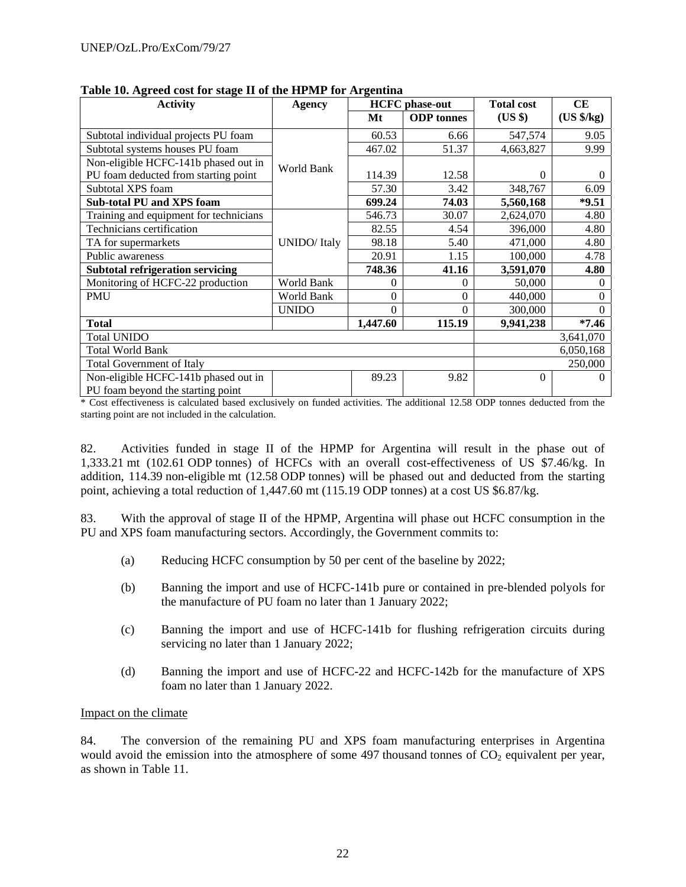**Table 10. Agreed cost for stage II of the HPMP for Argentina**

| Activity | Agency | HCFC phase-out | | Total cost | CE |
|---|---|---|---|---|---|
| | | Mt | ODP tonnes | (US $) | (US $/kg) |
| Subtotal individual projects PU foam | World Bank | 60.53 | 6.66 | 547,574 | 9.05 |
| Subtotal systems houses PU foam | | 467.02 | 51.37 | 4,663,827 | 9.99 |
| Non-eligible HCFC-141b phased out in PU foam deducted from starting point | | 114.39 | 12.58 | 0 | 0 |
| Subtotal XPS foam | | 57.30 | 3.42 | 348,767 | 6.09 |
| **Sub-total PU and XPS foam** | | **699.24** | **74.03** | **5,560,168** | ***9.51** |
| Training and equipment for technicians | UNIDO/ Italy | 546.73 | 30.07 | 2,624,070 | 4.80 |
| Technicians certification | | 82.55 | 4.54 | 396,000 | 4.80 |
| TA for supermarkets | | 98.18 | 5.40 | 471,000 | 4.80 |
| Public awareness | | 20.91 | 1.15 | 100,000 | 4.78 |
| **Subtotal refrigeration servicing** | | **748.36** | **41.16** | **3,591,070** | **4.80** |
| Monitoring of HCFC-22 production | World Bank | 0 | 0 | 50,000 | 0 |
| PMU | World Bank | 0 | 0 | 440,000 | 0 |
| | UNIDO | 0 | 0 | 300,000 | 0 |
| **Total** | | **1,447.60** | **115.19** | **9,941,238** | ***7.46** |
| Total UNIDO | | | | | 3,641,070 |
| Total World Bank | | | | | 6,050,168 |
| Total Government of Italy | | | | | 250,000 |
| Non-eligible HCFC-141b phased out in PU foam beyond the starting point | | 89.23 | 9.82 | 0 | 0 |

\* Cost effectiveness is calculated based exclusively on funded activities. The additional 12.58 ODP tonnes deducted from the starting point are not included in the calculation.

82. Activities funded in stage II of the HPMP for Argentina will result in the phase out of 1,333.21 mt (102.61 ODP tonnes) of HCFCs with an overall cost-effectiveness of US $7.46/kg. In addition, 114.39 non-eligible mt (12.58 ODP tonnes) will be phased out and deducted from the starting point, achieving a total reduction of 1,447.60 mt (115.19 ODP tonnes) at a cost US $6.87/kg.

83. With the approval of stage II of the HPMP, Argentina will phase out HCFC consumption in the PU and XPS foam manufacturing sectors. Accordingly, the Government commits to:

(a) Reducing HCFC consumption by 50 per cent of the baseline by 2022;

(b) Banning the import and use of HCFC-141b pure or contained in pre-blended polyols for the manufacture of PU foam no later than 1 January 2022;

(c) Banning the import and use of HCFC-141b for flushing refrigeration circuits during servicing no later than 1 January 2022;

(d) Banning the import and use of HCFC-22 and HCFC-142b for the manufacture of XPS foam no later than 1 January 2022.

Impact on the climate

84. The conversion of the remaining PU and XPS foam manufacturing enterprises in Argentina would avoid the emission into the atmosphere of some 497 thousand tonnes of $CO_2$ equivalent per year, as shown in Table 11.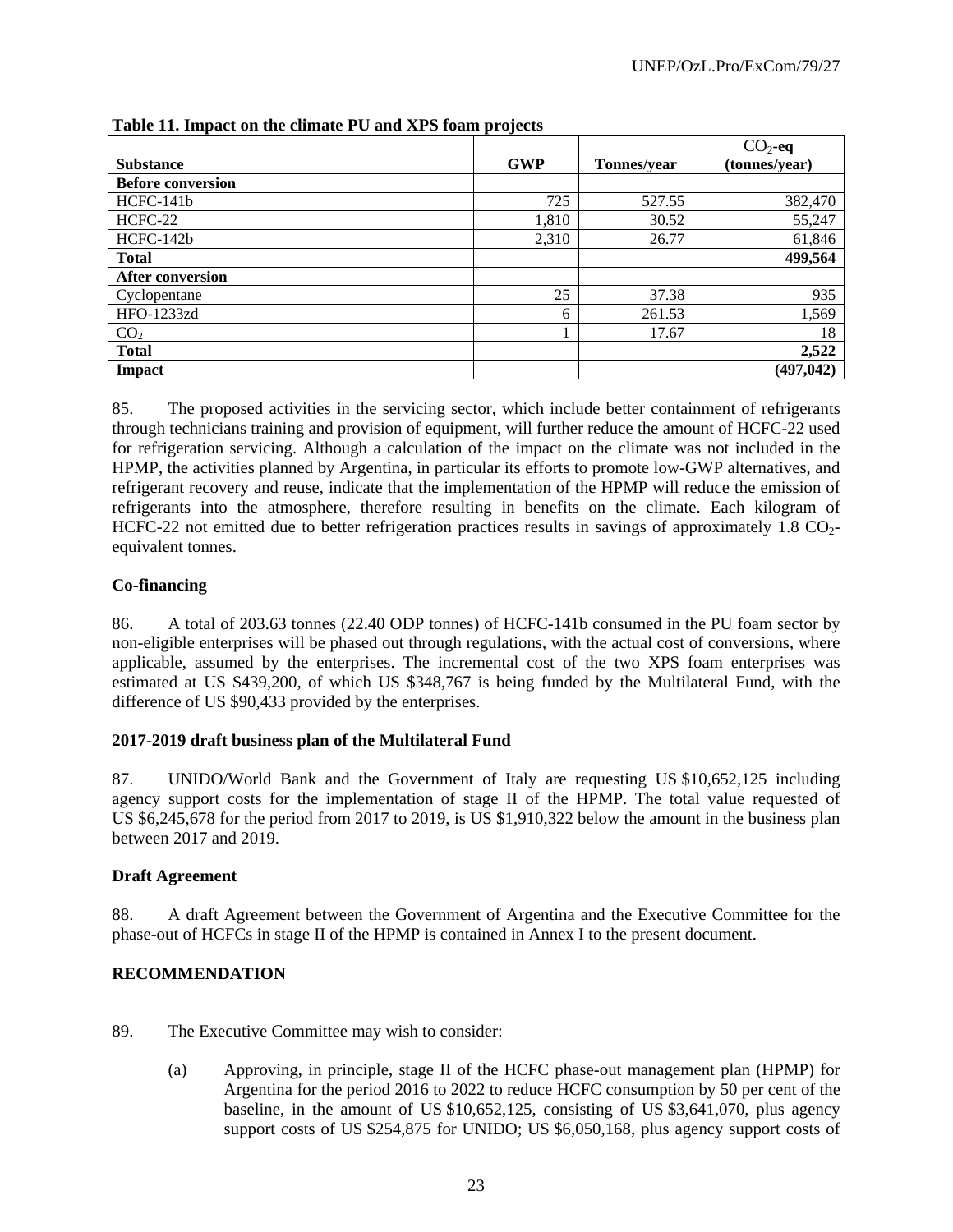**Table 11. Impact on the climate PU and XPS foam projects**

| Substance | GWP | Tonnes/year | $CO_2$-**eq** (tonnes/year) |
|---|---|---|---|
| **Before conversion** | | | |
| HCFC-141b | 725 | 527.55 | 382,470 |
| HCFC-22 | 1,810 | 30.52 | 55,247 |
| HCFC-142b | 2,310 | 26.77 | 61,846 |
| **Total** | | | **499,564** |
| **After conversion** | | | |
| Cyclopentane | 25 | 37.38 | 935 |
| HFO-1233zd | 6 | 261.53 | 1,569 |
| $CO_2$ | 1 | 17.67 | 18 |
| **Total** | | | **2,522** |
| **Impact** | | | **(497,042)** |

85. The proposed activities in the servicing sector, which include better containment of refrigerants through technicians training and provision of equipment, will further reduce the amount of HCFC-22 used for refrigeration servicing. Although a calculation of the impact on the climate was not included in the HPMP, the activities planned by Argentina, in particular its efforts to promote low-GWP alternatives, and refrigerant recovery and reuse, indicate that the implementation of the HPMP will reduce the emission of refrigerants into the atmosphere, therefore resulting in benefits on the climate. Each kilogram of HCFC-22 not emitted due to better refrigeration practices results in savings of approximately 1.8 $CO_2$-equivalent tonnes.

**Co-financing**

86. A total of 203.63 tonnes (22.40 ODP tonnes) of HCFC-141b consumed in the PU foam sector by non-eligible enterprises will be phased out through regulations, with the actual cost of conversions, where applicable, assumed by the enterprises. The incremental cost of the two XPS foam enterprises was estimated at US $439,200, of which US $348,767 is being funded by the Multilateral Fund, with the difference of US $90,433 provided by the enterprises.

**2017-2019 draft business plan of the Multilateral Fund**

87. UNIDO/World Bank and the Government of Italy are requesting US $10,652,125 including agency support costs for the implementation of stage II of the HPMP. The total value requested of US $6,245,678 for the period from 2017 to 2019, is US $1,910,322 below the amount in the business plan between 2017 and 2019.

**Draft Agreement**

88. A draft Agreement between the Government of Argentina and the Executive Committee for the phase-out of HCFCs in stage II of the HPMP is contained in Annex I to the present document.

**RECOMMENDATION**

89. The Executive Committee may wish to consider:

(a) Approving, in principle, stage II of the HCFC phase-out management plan (HPMP) for Argentina for the period 2016 to 2022 to reduce HCFC consumption by 50 per cent of the baseline, in the amount of US $10,652,125, consisting of US $3,641,070, plus agency support costs of US $254,875 for UNIDO; US $6,050,168, plus agency support costs of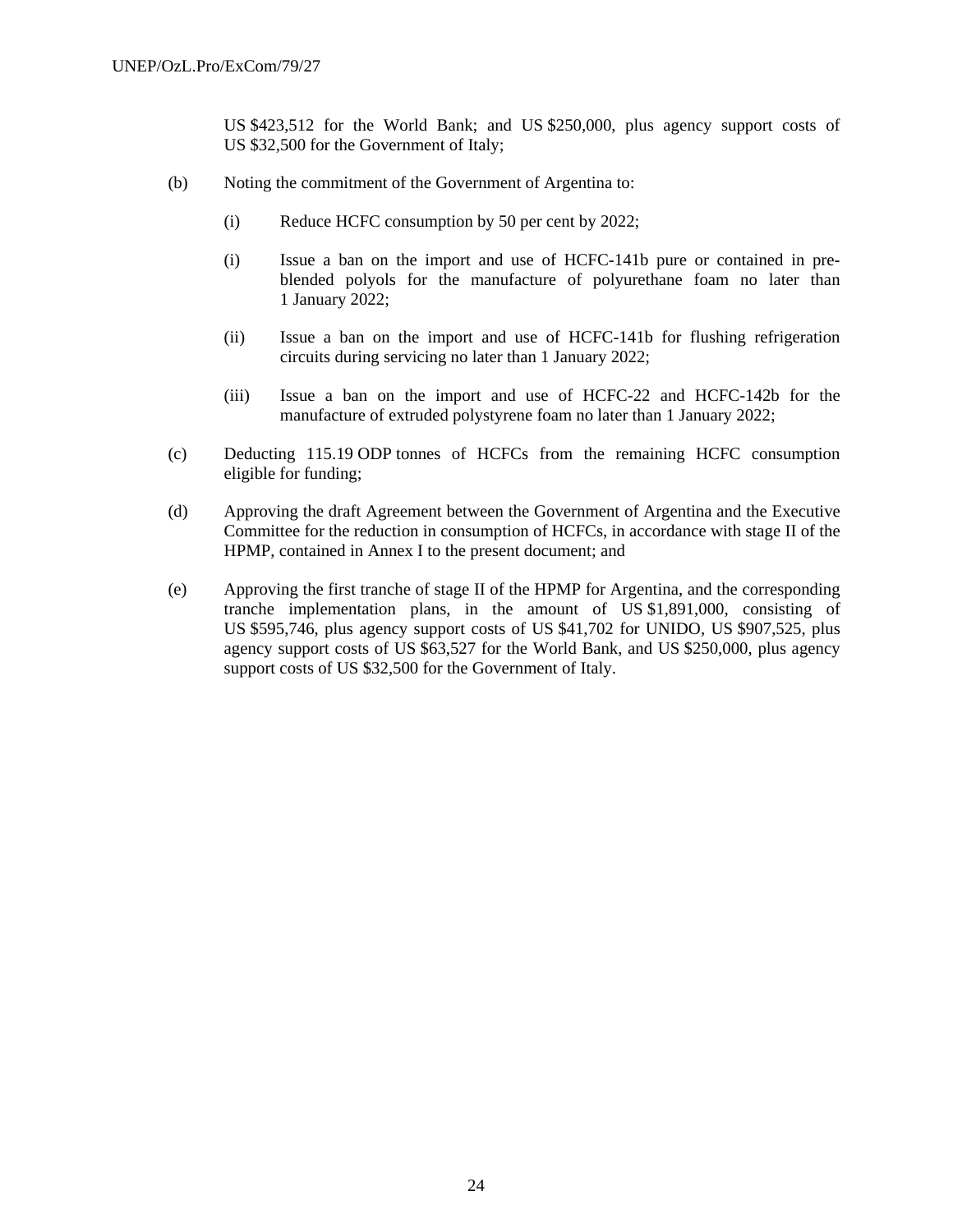US $423,512 for the World Bank; and US $250,000, plus agency support costs of US $32,500 for the Government of Italy;

(b) Noting the commitment of the Government of Argentina to:

  (i) Reduce HCFC consumption by 50 per cent by 2022;

  (i) Issue a ban on the import and use of HCFC-141b pure or contained in pre-blended polyols for the manufacture of polyurethane foam no later than 1 January 2022;

  (ii) Issue a ban on the import and use of HCFC-141b for flushing refrigeration circuits during servicing no later than 1 January 2022;

  (iii) Issue a ban on the import and use of HCFC-22 and HCFC-142b for the manufacture of extruded polystyrene foam no later than 1 January 2022;

(c) Deducting 115.19 ODP tonnes of HCFCs from the remaining HCFC consumption eligible for funding;

(d) Approving the draft Agreement between the Government of Argentina and the Executive Committee for the reduction in consumption of HCFCs, in accordance with stage II of the HPMP, contained in Annex I to the present document; and

(e) Approving the first tranche of stage II of the HPMP for Argentina, and the corresponding tranche implementation plans, in the amount of US $1,891,000, consisting of US $595,746, plus agency support costs of US $41,702 for UNIDO, US $907,525, plus agency support costs of US $63,527 for the World Bank, and US $250,000, plus agency support costs of US $32,500 for the Government of Italy.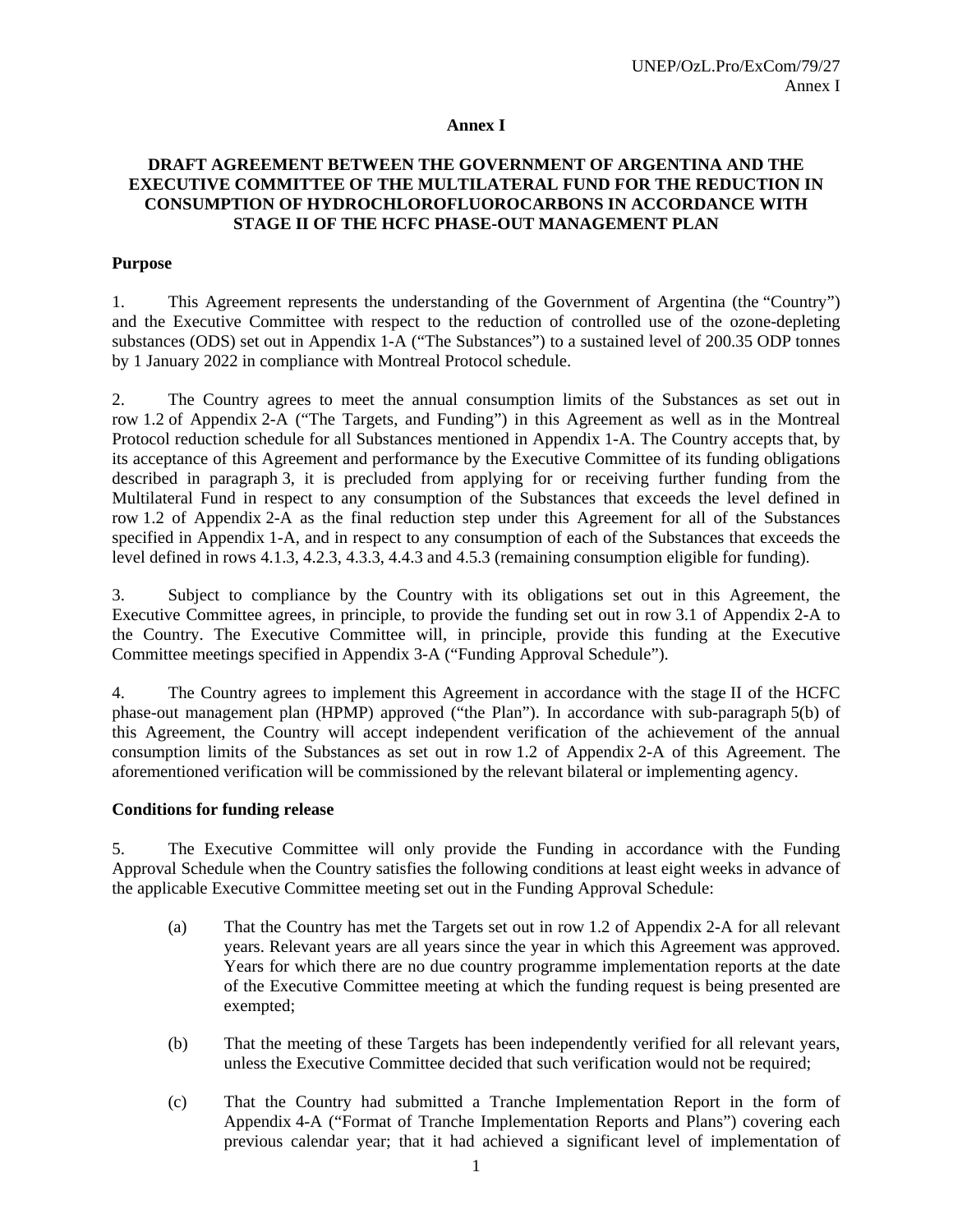# Annex I

## DRAFT AGREEMENT BETWEEN THE GOVERNMENT OF ARGENTINA AND THE EXECUTIVE COMMITTEE OF THE MULTILATERAL FUND FOR THE REDUCTION IN CONSUMPTION OF HYDROCHLOROFLUOROCARBONS IN ACCORDANCE WITH STAGE II OF THE HCFC PHASE-OUT MANAGEMENT PLAN

### Purpose

1. This Agreement represents the understanding of the Government of Argentina (the "Country") and the Executive Committee with respect to the reduction of controlled use of the ozone-depleting substances (ODS) set out in Appendix 1-A ("The Substances") to a sustained level of 200.35 ODP tonnes by 1 January 2022 in compliance with Montreal Protocol schedule.

2. The Country agrees to meet the annual consumption limits of the Substances as set out in row 1.2 of Appendix 2-A ("The Targets, and Funding") in this Agreement as well as in the Montreal Protocol reduction schedule for all Substances mentioned in Appendix 1-A. The Country accepts that, by its acceptance of this Agreement and performance by the Executive Committee of its funding obligations described in paragraph 3, it is precluded from applying for or receiving further funding from the Multilateral Fund in respect to any consumption of the Substances that exceeds the level defined in row 1.2 of Appendix 2-A as the final reduction step under this Agreement for all of the Substances specified in Appendix 1-A, and in respect to any consumption of each of the Substances that exceeds the level defined in rows 4.1.3, 4.2.3, 4.3.3, 4.4.3 and 4.5.3 (remaining consumption eligible for funding).

3. Subject to compliance by the Country with its obligations set out in this Agreement, the Executive Committee agrees, in principle, to provide the funding set out in row 3.1 of Appendix 2-A to the Country. The Executive Committee will, in principle, provide this funding at the Executive Committee meetings specified in Appendix 3-A ("Funding Approval Schedule").

4. The Country agrees to implement this Agreement in accordance with the stage II of the HCFC phase-out management plan (HPMP) approved ("the Plan"). In accordance with sub-paragraph 5(b) of this Agreement, the Country will accept independent verification of the achievement of the annual consumption limits of the Substances as set out in row 1.2 of Appendix 2-A of this Agreement. The aforementioned verification will be commissioned by the relevant bilateral or implementing agency.

### Conditions for funding release

5. The Executive Committee will only provide the Funding in accordance with the Funding Approval Schedule when the Country satisfies the following conditions at least eight weeks in advance of the applicable Executive Committee meeting set out in the Funding Approval Schedule:

   (a) That the Country has met the Targets set out in row 1.2 of Appendix 2-A for all relevant years. Relevant years are all years since the year in which this Agreement was approved. Years for which there are no due country programme implementation reports at the date of the Executive Committee meeting at which the funding request is being presented are exempted;

   (b) That the meeting of these Targets has been independently verified for all relevant years, unless the Executive Committee decided that such verification would not be required;

   (c) That the Country had submitted a Tranche Implementation Report in the form of Appendix 4-A ("Format of Tranche Implementation Reports and Plans") covering each previous calendar year; that it had achieved a significant level of implementation of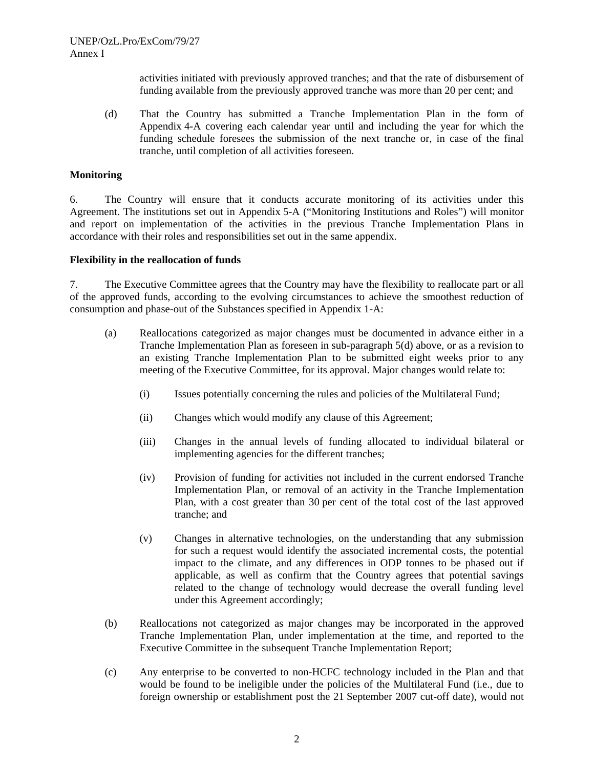activities initiated with previously approved tranches; and that the rate of disbursement of funding available from the previously approved tranche was more than 20 per cent; and

(d) That the Country has submitted a Tranche Implementation Plan in the form of Appendix 4-A covering each calendar year until and including the year for which the funding schedule foresees the submission of the next tranche or, in case of the final tranche, until completion of all activities foreseen.

**Monitoring**

6. The Country will ensure that it conducts accurate monitoring of its activities under this Agreement. The institutions set out in Appendix 5-A ("Monitoring Institutions and Roles") will monitor and report on implementation of the activities in the previous Tranche Implementation Plans in accordance with their roles and responsibilities set out in the same appendix.

**Flexibility in the reallocation of funds**

7. The Executive Committee agrees that the Country may have the flexibility to reallocate part or all of the approved funds, according to the evolving circumstances to achieve the smoothest reduction of consumption and phase-out of the Substances specified in Appendix 1-A:

(a) Reallocations categorized as major changes must be documented in advance either in a Tranche Implementation Plan as foreseen in sub-paragraph 5(d) above, or as a revision to an existing Tranche Implementation Plan to be submitted eight weeks prior to any meeting of the Executive Committee, for its approval. Major changes would relate to:

(i) Issues potentially concerning the rules and policies of the Multilateral Fund;

(ii) Changes which would modify any clause of this Agreement;

(iii) Changes in the annual levels of funding allocated to individual bilateral or implementing agencies for the different tranches;

(iv) Provision of funding for activities not included in the current endorsed Tranche Implementation Plan, or removal of an activity in the Tranche Implementation Plan, with a cost greater than 30 per cent of the total cost of the last approved tranche; and

(v) Changes in alternative technologies, on the understanding that any submission for such a request would identify the associated incremental costs, the potential impact to the climate, and any differences in ODP tonnes to be phased out if applicable, as well as confirm that the Country agrees that potential savings related to the change of technology would decrease the overall funding level under this Agreement accordingly;

(b) Reallocations not categorized as major changes may be incorporated in the approved Tranche Implementation Plan, under implementation at the time, and reported to the Executive Committee in the subsequent Tranche Implementation Report;

(c) Any enterprise to be converted to non-HCFC technology included in the Plan and that would be found to be ineligible under the policies of the Multilateral Fund (i.e., due to foreign ownership or establishment post the 21 September 2007 cut-off date), would not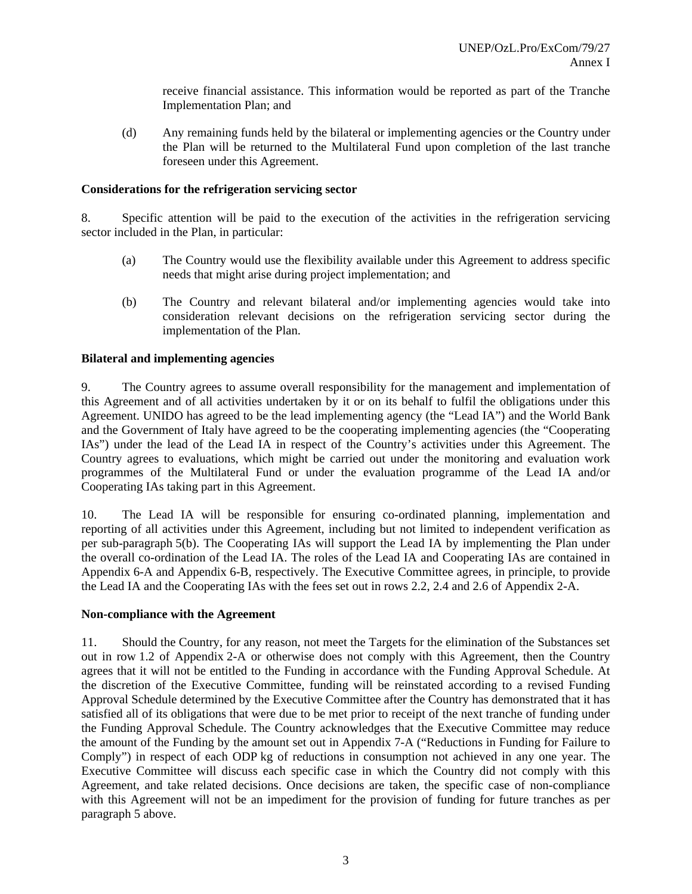receive financial assistance. This information would be reported as part of the Tranche Implementation Plan; and

(d) Any remaining funds held by the bilateral or implementing agencies or the Country under the Plan will be returned to the Multilateral Fund upon completion of the last tranche foreseen under this Agreement.

**Considerations for the refrigeration servicing sector**

8. Specific attention will be paid to the execution of the activities in the refrigeration servicing sector included in the Plan, in particular:

(a) The Country would use the flexibility available under this Agreement to address specific needs that might arise during project implementation; and

(b) The Country and relevant bilateral and/or implementing agencies would take into consideration relevant decisions on the refrigeration servicing sector during the implementation of the Plan.

**Bilateral and implementing agencies**

9. The Country agrees to assume overall responsibility for the management and implementation of this Agreement and of all activities undertaken by it or on its behalf to fulfil the obligations under this Agreement. UNIDO has agreed to be the lead implementing agency (the "Lead IA") and the World Bank and the Government of Italy have agreed to be the cooperating implementing agencies (the "Cooperating IAs") under the lead of the Lead IA in respect of the Country's activities under this Agreement. The Country agrees to evaluations, which might be carried out under the monitoring and evaluation work programmes of the Multilateral Fund or under the evaluation programme of the Lead IA and/or Cooperating IAs taking part in this Agreement.

10. The Lead IA will be responsible for ensuring co-ordinated planning, implementation and reporting of all activities under this Agreement, including but not limited to independent verification as per sub-paragraph 5(b). The Cooperating IAs will support the Lead IA by implementing the Plan under the overall co-ordination of the Lead IA. The roles of the Lead IA and Cooperating IAs are contained in Appendix 6-A and Appendix 6-B, respectively. The Executive Committee agrees, in principle, to provide the Lead IA and the Cooperating IAs with the fees set out in rows 2.2, 2.4 and 2.6 of Appendix 2-A.

**Non-compliance with the Agreement**

11. Should the Country, for any reason, not meet the Targets for the elimination of the Substances set out in row 1.2 of Appendix 2-A or otherwise does not comply with this Agreement, then the Country agrees that it will not be entitled to the Funding in accordance with the Funding Approval Schedule. At the discretion of the Executive Committee, funding will be reinstated according to a revised Funding Approval Schedule determined by the Executive Committee after the Country has demonstrated that it has satisfied all of its obligations that were due to be met prior to receipt of the next tranche of funding under the Funding Approval Schedule. The Country acknowledges that the Executive Committee may reduce the amount of the Funding by the amount set out in Appendix 7-A ("Reductions in Funding for Failure to Comply") in respect of each ODP kg of reductions in consumption not achieved in any one year. The Executive Committee will discuss each specific case in which the Country did not comply with this Agreement, and take related decisions. Once decisions are taken, the specific case of non-compliance with this Agreement will not be an impediment for the provision of funding for future tranches as per paragraph 5 above.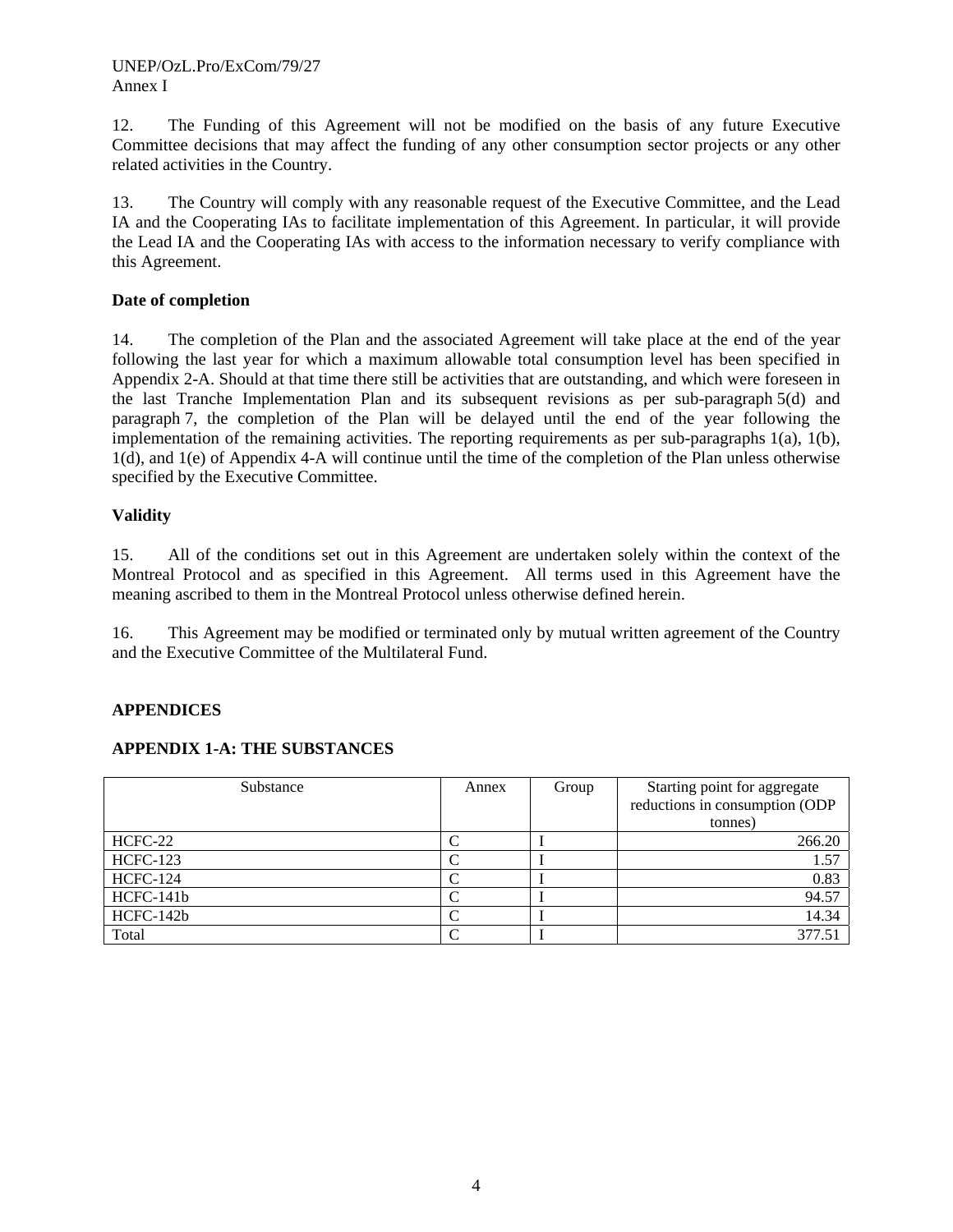12. The Funding of this Agreement will not be modified on the basis of any future Executive Committee decisions that may affect the funding of any other consumption sector projects or any other related activities in the Country.

13. The Country will comply with any reasonable request of the Executive Committee, and the Lead IA and the Cooperating IAs to facilitate implementation of this Agreement. In particular, it will provide the Lead IA and the Cooperating IAs with access to the information necessary to verify compliance with this Agreement.

**Date of completion**

14. The completion of the Plan and the associated Agreement will take place at the end of the year following the last year for which a maximum allowable total consumption level has been specified in Appendix 2-A. Should at that time there still be activities that are outstanding, and which were foreseen in the last Tranche Implementation Plan and its subsequent revisions as per sub-paragraph 5(d) and paragraph 7, the completion of the Plan will be delayed until the end of the year following the implementation of the remaining activities. The reporting requirements as per sub-paragraphs 1(a), 1(b), 1(d), and 1(e) of Appendix 4-A will continue until the time of the completion of the Plan unless otherwise specified by the Executive Committee.

**Validity**

15. All of the conditions set out in this Agreement are undertaken solely within the context of the Montreal Protocol and as specified in this Agreement. All terms used in this Agreement have the meaning ascribed to them in the Montreal Protocol unless otherwise defined herein.

16. This Agreement may be modified or terminated only by mutual written agreement of the Country and the Executive Committee of the Multilateral Fund.

**APPENDICES**

**APPENDIX 1-A: THE SUBSTANCES**

| Substance | Annex | Group | Starting point for aggregate reductions in consumption (ODP tonnes) |
|---|---|---|---|
| HCFC-22 | C | I | 266.20 |
| HCFC-123 | C | I | 1.57 |
| HCFC-124 | C | I | 0.83 |
| HCFC-141b | C | I | 94.57 |
| HCFC-142b | C | I | 14.34 |
| Total | C | I | 377.51 |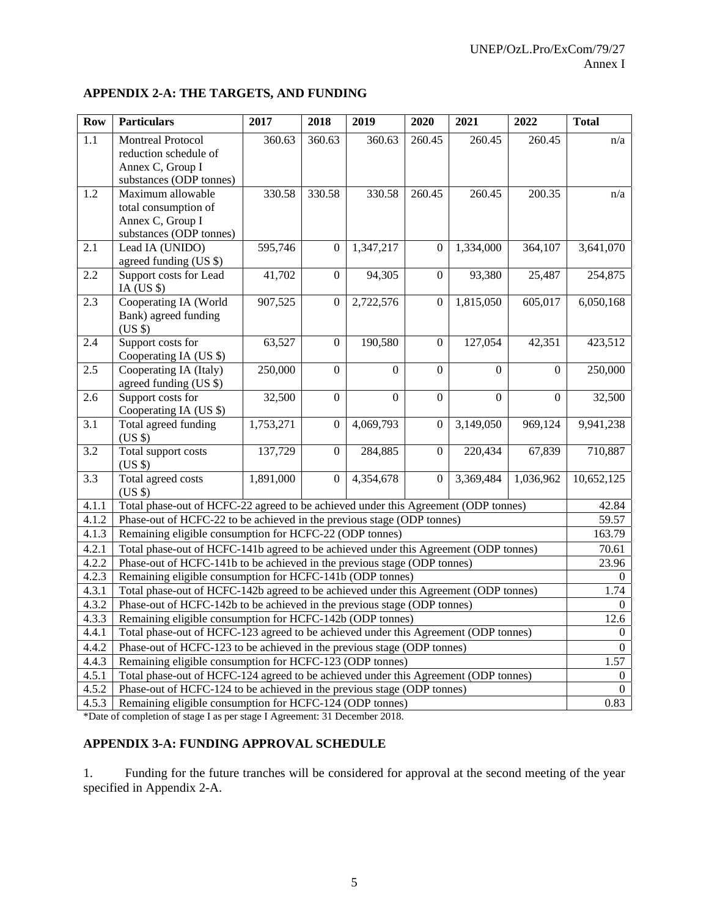## APPENDIX 2-A: THE TARGETS, AND FUNDING

| Row | Particulars | 2017 | 2018 | 2019 | 2020 | 2021 | 2022 | Total |
|---|---|---|---|---|---|---|---|---|
| 1.1 | Montreal Protocol reduction schedule of Annex C, Group I substances (ODP tonnes) | 360.63 | 360.63 | 360.63 | 260.45 | 260.45 | 260.45 | n/a |
| 1.2 | Maximum allowable total consumption of Annex C, Group I substances (ODP tonnes) | 330.58 | 330.58 | 330.58 | 260.45 | 260.45 | 200.35 | n/a |
| 2.1 | Lead IA (UNIDO) agreed funding (US $) | 595,746 | 0 | 1,347,217 | 0 | 1,334,000 | 364,107 | 3,641,070 |
| 2.2 | Support costs for Lead IA (US $) | 41,702 | 0 | 94,305 | 0 | 93,380 | 25,487 | 254,875 |
| 2.3 | Cooperating IA (World Bank) agreed funding (US $) | 907,525 | 0 | 2,722,576 | 0 | 1,815,050 | 605,017 | 6,050,168 |
| 2.4 | Support costs for Cooperating IA (US $) | 63,527 | 0 | 190,580 | 0 | 127,054 | 42,351 | 423,512 |
| 2.5 | Cooperating IA (Italy) agreed funding (US $) | 250,000 | 0 | 0 | 0 | 0 | 0 | 250,000 |
| 2.6 | Support costs for Cooperating IA (US $) | 32,500 | 0 | 0 | 0 | 0 | 0 | 32,500 |
| 3.1 | Total agreed funding (US $) | 1,753,271 | 0 | 4,069,793 | 0 | 3,149,050 | 969,124 | 9,941,238 |
| 3.2 | Total support costs (US $) | 137,729 | 0 | 284,885 | 0 | 220,434 | 67,839 | 710,887 |
| 3.3 | Total agreed costs (US $) | 1,891,000 | 0 | 4,354,678 | 0 | 3,369,484 | 1,036,962 | 10,652,125 |
| 4.1.1 | Total phase-out of HCFC-22 agreed to be achieved under this Agreement (ODP tonnes) | | | | | | | 42.84 |
| 4.1.2 | Phase-out of HCFC-22 to be achieved in the previous stage (ODP tonnes) | | | | | | | 59.57 |
| 4.1.3 | Remaining eligible consumption for HCFC-22 (ODP tonnes) | | | | | | | 163.79 |
| 4.2.1 | Total phase-out of HCFC-141b agreed to be achieved under this Agreement (ODP tonnes) | | | | | | | 70.61 |
| 4.2.2 | Phase-out of HCFC-141b to be achieved in the previous stage (ODP tonnes) | | | | | | | 23.96 |
| 4.2.3 | Remaining eligible consumption for HCFC-141b (ODP tonnes) | | | | | | | 0 |
| 4.3.1 | Total phase-out of HCFC-142b agreed to be achieved under this Agreement (ODP tonnes) | | | | | | | 1.74 |
| 4.3.2 | Phase-out of HCFC-142b to be achieved in the previous stage (ODP tonnes) | | | | | | | 0 |
| 4.3.3 | Remaining eligible consumption for HCFC-142b (ODP tonnes) | | | | | | | 12.6 |
| 4.4.1 | Total phase-out of HCFC-123 agreed to be achieved under this Agreement (ODP tonnes) | | | | | | | 0 |
| 4.4.2 | Phase-out of HCFC-123 to be achieved in the previous stage (ODP tonnes) | | | | | | | 0 |
| 4.4.3 | Remaining eligible consumption for HCFC-123 (ODP tonnes) | | | | | | | 1.57 |
| 4.5.1 | Total phase-out of HCFC-124 agreed to be achieved under this Agreement (ODP tonnes) | | | | | | | 0 |
| 4.5.2 | Phase-out of HCFC-124 to be achieved in the previous stage (ODP tonnes) | | | | | | | 0 |
| 4.5.3 | Remaining eligible consumption for HCFC-124 (ODP tonnes) | | | | | | | 0.83 |

*Date of completion of stage I as per stage I Agreement: 31 December 2018.

## APPENDIX 3-A: FUNDING APPROVAL SCHEDULE

1. Funding for the future tranches will be considered for approval at the second meeting of the year specified in Appendix 2-A.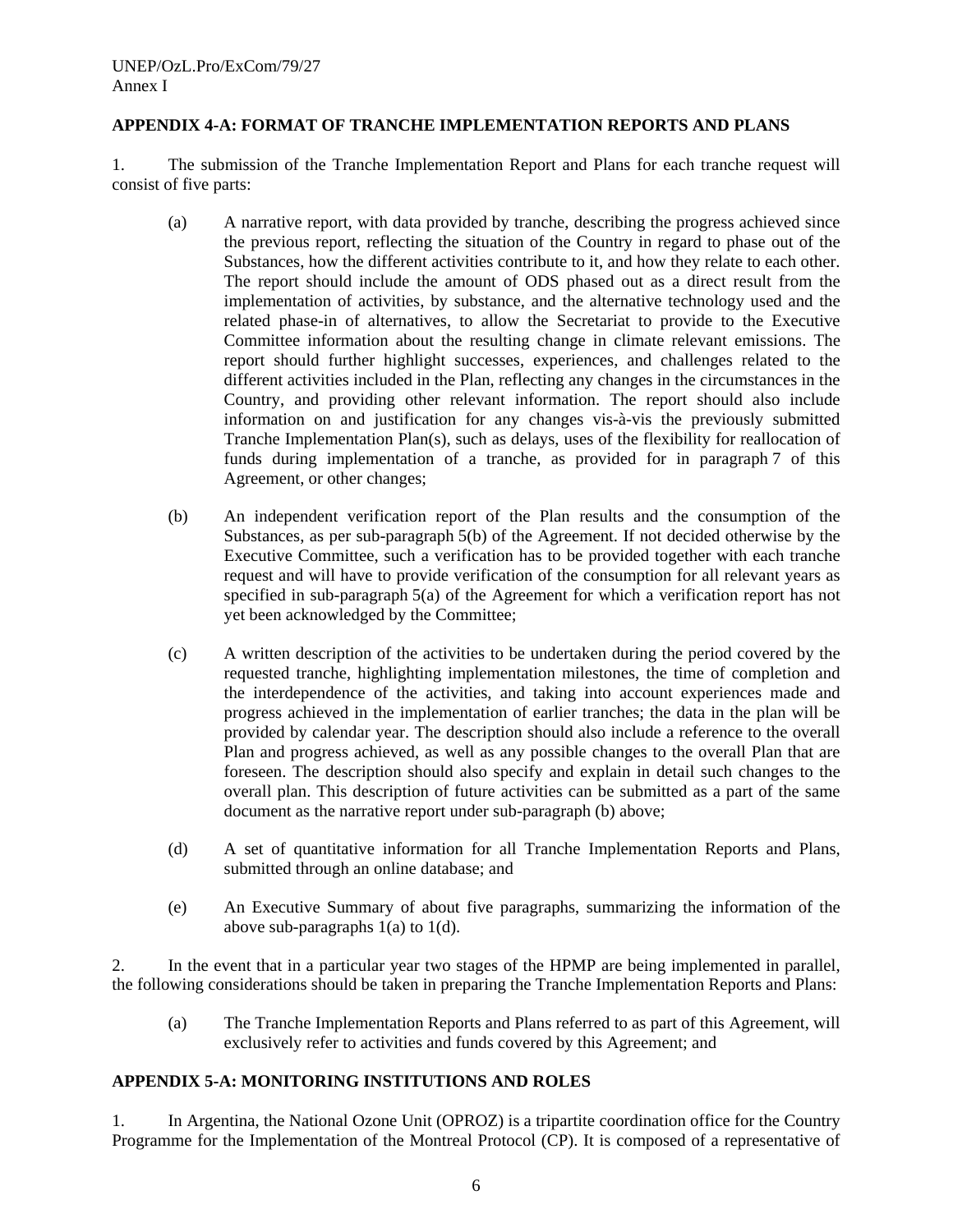**APPENDIX 4-A: FORMAT OF TRANCHE IMPLEMENTATION REPORTS AND PLANS**

1. The submission of the Tranche Implementation Report and Plans for each tranche request will consist of five parts:

   (a) A narrative report, with data provided by tranche, describing the progress achieved since the previous report, reflecting the situation of the Country in regard to phase out of the Substances, how the different activities contribute to it, and how they relate to each other. The report should include the amount of ODS phased out as a direct result from the implementation of activities, by substance, and the alternative technology used and the related phase-in of alternatives, to allow the Secretariat to provide to the Executive Committee information about the resulting change in climate relevant emissions. The report should further highlight successes, experiences, and challenges related to the different activities included in the Plan, reflecting any changes in the circumstances in the Country, and providing other relevant information. The report should also include information on and justification for any changes vis-à-vis the previously submitted Tranche Implementation Plan(s), such as delays, uses of the flexibility for reallocation of funds during implementation of a tranche, as provided for in paragraph 7 of this Agreement, or other changes;

   (b) An independent verification report of the Plan results and the consumption of the Substances, as per sub-paragraph 5(b) of the Agreement. If not decided otherwise by the Executive Committee, such a verification has to be provided together with each tranche request and will have to provide verification of the consumption for all relevant years as specified in sub-paragraph 5(a) of the Agreement for which a verification report has not yet been acknowledged by the Committee;

   (c) A written description of the activities to be undertaken during the period covered by the requested tranche, highlighting implementation milestones, the time of completion and the interdependence of the activities, and taking into account experiences made and progress achieved in the implementation of earlier tranches; the data in the plan will be provided by calendar year. The description should also include a reference to the overall Plan and progress achieved, as well as any possible changes to the overall Plan that are foreseen. The description should also specify and explain in detail such changes to the overall plan. This description of future activities can be submitted as a part of the same document as the narrative report under sub-paragraph (b) above;

   (d) A set of quantitative information for all Tranche Implementation Reports and Plans, submitted through an online database; and

   (e) An Executive Summary of about five paragraphs, summarizing the information of the above sub-paragraphs 1(a) to 1(d).

2. In the event that in a particular year two stages of the HPMP are being implemented in parallel, the following considerations should be taken in preparing the Tranche Implementation Reports and Plans:

   (a) The Tranche Implementation Reports and Plans referred to as part of this Agreement, will exclusively refer to activities and funds covered by this Agreement; and

**APPENDIX 5-A: MONITORING INSTITUTIONS AND ROLES**

1. In Argentina, the National Ozone Unit (OPROZ) is a tripartite coordination office for the Country Programme for the Implementation of the Montreal Protocol (CP). It is composed of a representative of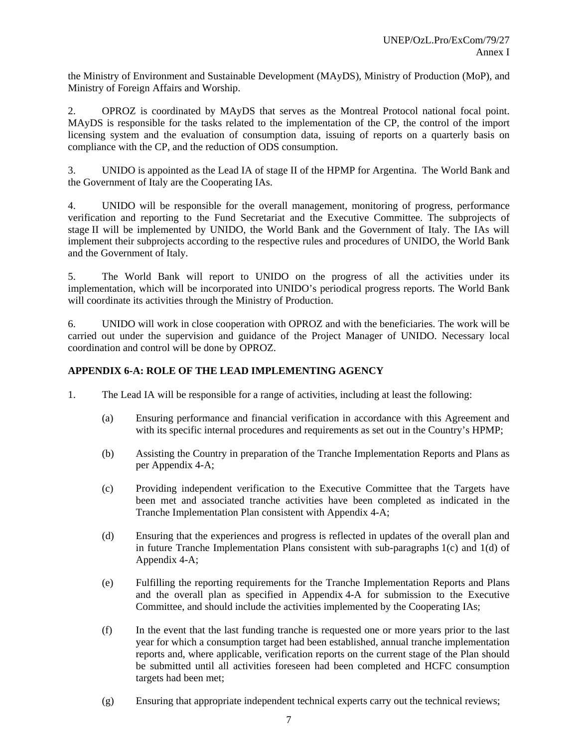the Ministry of Environment and Sustainable Development (MAyDS), Ministry of Production (MoP), and Ministry of Foreign Affairs and Worship.

2. OPROZ is coordinated by MAyDS that serves as the Montreal Protocol national focal point. MAyDS is responsible for the tasks related to the implementation of the CP, the control of the import licensing system and the evaluation of consumption data, issuing of reports on a quarterly basis on compliance with the CP, and the reduction of ODS consumption.

3. UNIDO is appointed as the Lead IA of stage II of the HPMP for Argentina. The World Bank and the Government of Italy are the Cooperating IAs.

4. UNIDO will be responsible for the overall management, monitoring of progress, performance verification and reporting to the Fund Secretariat and the Executive Committee. The subprojects of stage II will be implemented by UNIDO, the World Bank and the Government of Italy. The IAs will implement their subprojects according to the respective rules and procedures of UNIDO, the World Bank and the Government of Italy.

5. The World Bank will report to UNIDO on the progress of all the activities under its implementation, which will be incorporated into UNIDO's periodical progress reports. The World Bank will coordinate its activities through the Ministry of Production.

6. UNIDO will work in close cooperation with OPROZ and with the beneficiaries. The work will be carried out under the supervision and guidance of the Project Manager of UNIDO. Necessary local coordination and control will be done by OPROZ.

## APPENDIX 6-A: ROLE OF THE LEAD IMPLEMENTING AGENCY

1. The Lead IA will be responsible for a range of activities, including at least the following:

   (a) Ensuring performance and financial verification in accordance with this Agreement and with its specific internal procedures and requirements as set out in the Country's HPMP;

   (b) Assisting the Country in preparation of the Tranche Implementation Reports and Plans as per Appendix 4-A;

   (c) Providing independent verification to the Executive Committee that the Targets have been met and associated tranche activities have been completed as indicated in the Tranche Implementation Plan consistent with Appendix 4-A;

   (d) Ensuring that the experiences and progress is reflected in updates of the overall plan and in future Tranche Implementation Plans consistent with sub-paragraphs 1(c) and 1(d) of Appendix 4-A;

   (e) Fulfilling the reporting requirements for the Tranche Implementation Reports and Plans and the overall plan as specified in Appendix 4-A for submission to the Executive Committee, and should include the activities implemented by the Cooperating IAs;

   (f) In the event that the last funding tranche is requested one or more years prior to the last year for which a consumption target had been established, annual tranche implementation reports and, where applicable, verification reports on the current stage of the Plan should be submitted until all activities foreseen had been completed and HCFC consumption targets had been met;

   (g) Ensuring that appropriate independent technical experts carry out the technical reviews;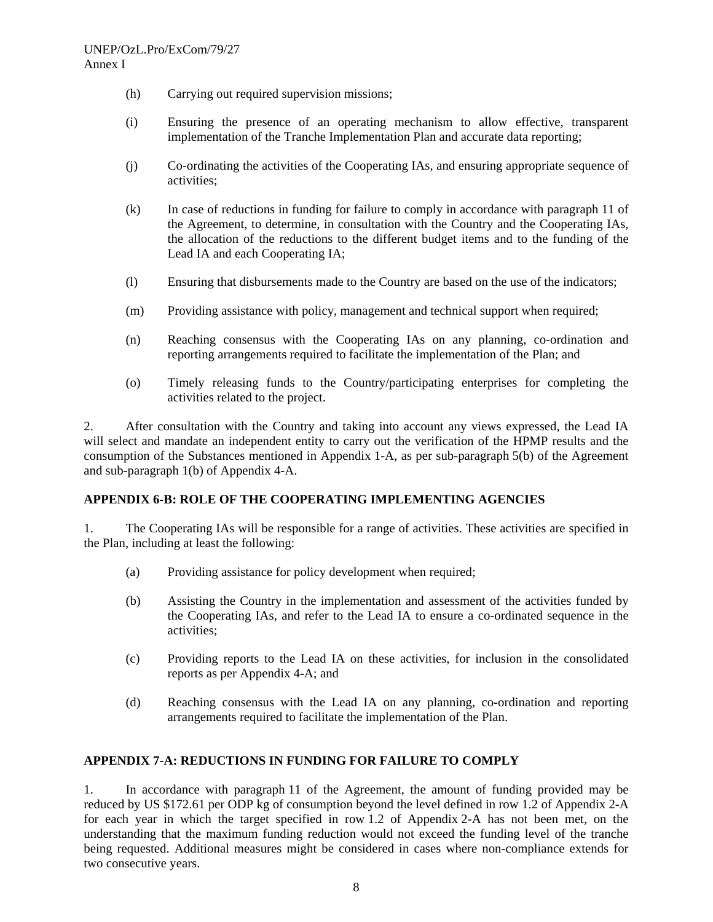(h) Carrying out required supervision missions;

(i) Ensuring the presence of an operating mechanism to allow effective, transparent implementation of the Tranche Implementation Plan and accurate data reporting;

(j) Co-ordinating the activities of the Cooperating IAs, and ensuring appropriate sequence of activities;

(k) In case of reductions in funding for failure to comply in accordance with paragraph 11 of the Agreement, to determine, in consultation with the Country and the Cooperating IAs, the allocation of the reductions to the different budget items and to the funding of the Lead IA and each Cooperating IA;

(l) Ensuring that disbursements made to the Country are based on the use of the indicators;

(m) Providing assistance with policy, management and technical support when required;

(n) Reaching consensus with the Cooperating IAs on any planning, co-ordination and reporting arrangements required to facilitate the implementation of the Plan; and

(o) Timely releasing funds to the Country/participating enterprises for completing the activities related to the project.

2. After consultation with the Country and taking into account any views expressed, the Lead IA will select and mandate an independent entity to carry out the verification of the HPMP results and the consumption of the Substances mentioned in Appendix 1-A, as per sub-paragraph 5(b) of the Agreement and sub-paragraph 1(b) of Appendix 4-A.

## APPENDIX 6-B: ROLE OF THE COOPERATING IMPLEMENTING AGENCIES

1. The Cooperating IAs will be responsible for a range of activities. These activities are specified in the Plan, including at least the following:

(a) Providing assistance for policy development when required;

(b) Assisting the Country in the implementation and assessment of the activities funded by the Cooperating IAs, and refer to the Lead IA to ensure a co-ordinated sequence in the activities;

(c) Providing reports to the Lead IA on these activities, for inclusion in the consolidated reports as per Appendix 4-A; and

(d) Reaching consensus with the Lead IA on any planning, co-ordination and reporting arrangements required to facilitate the implementation of the Plan.

## APPENDIX 7-A: REDUCTIONS IN FUNDING FOR FAILURE TO COMPLY

1. In accordance with paragraph 11 of the Agreement, the amount of funding provided may be reduced by US $172.61 per ODP kg of consumption beyond the level defined in row 1.2 of Appendix 2-A for each year in which the target specified in row 1.2 of Appendix 2-A has not been met, on the understanding that the maximum funding reduction would not exceed the funding level of the tranche being requested. Additional measures might be considered in cases where non-compliance extends for two consecutive years.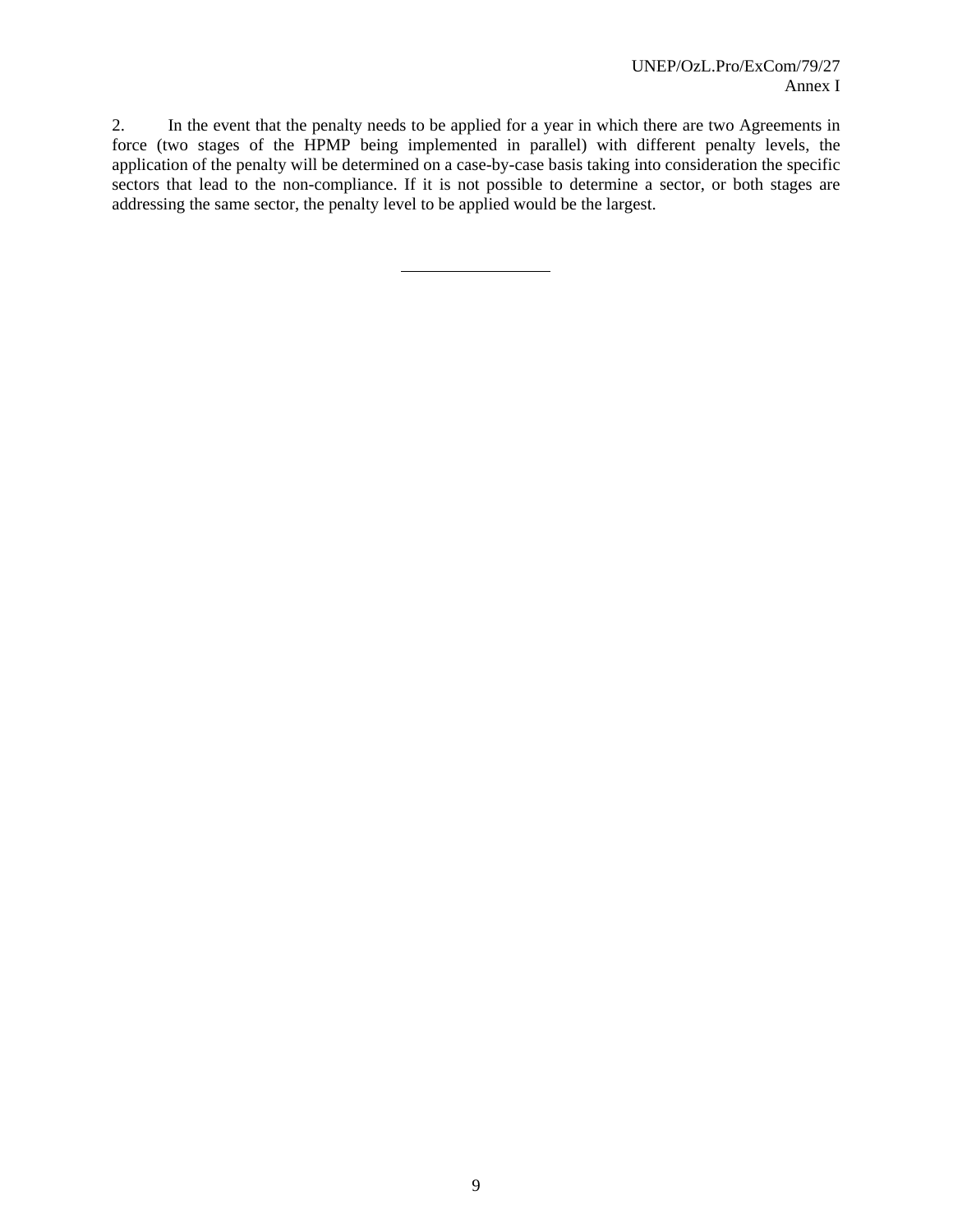2. In the event that the penalty needs to be applied for a year in which there are two Agreements in force (two stages of the HPMP being implemented in parallel) with different penalty levels, the application of the penalty will be determined on a case-by-case basis taking into consideration the specific sectors that lead to the non-compliance. If it is not possible to determine a sector, or both stages are addressing the same sector, the penalty level to be applied would be the largest.